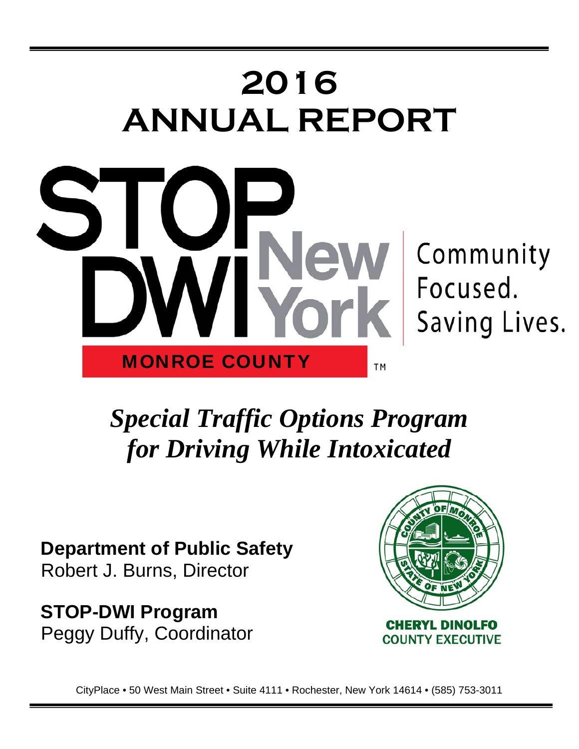# 2016 ANNUAL REPORT

STOP DWI New York

Community Focused. Saving Lives.

MONROE COUNTY ™

## *Special Traffic Options Program for Driving While Intoxicated*

**Department of Public Safety**
Robert J. Burns, Director

**STOP-DWI Program**
Peggy Duffy, Coordinator

COUNTY OF MONROE STATE OF NEW YORK

**CHERYL DINOLFO**
**COUNTY EXECUTIVE**

CityPlace • 50 West Main Street • Suite 4111 • Rochester, New York 14614 • (585) 753-3011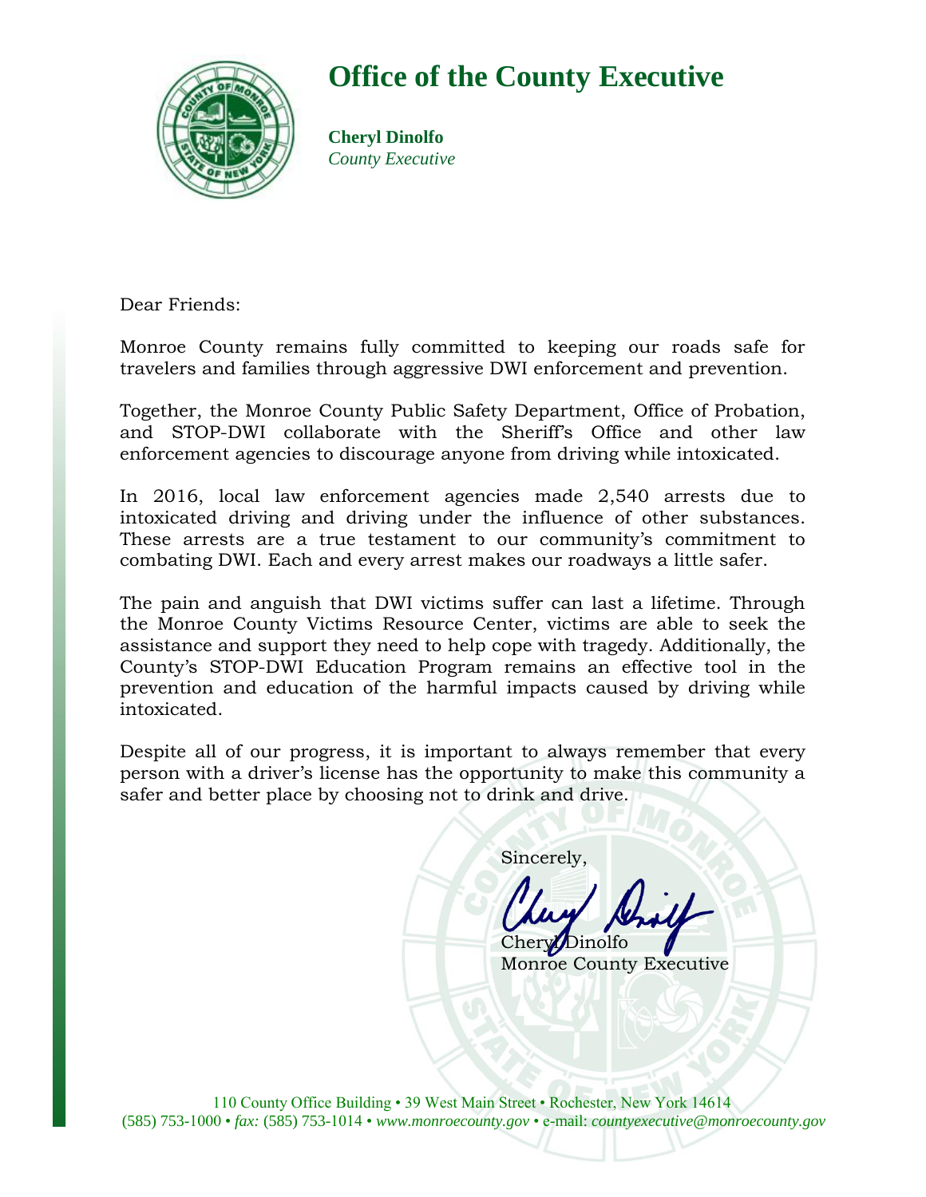# Office of the County Executive

**Cheryl Dinolfo**
*County Executive*

Dear Friends:

Monroe County remains fully committed to keeping our roads safe for travelers and families through aggressive DWI enforcement and prevention.

Together, the Monroe County Public Safety Department, Office of Probation, and STOP-DWI collaborate with the Sheriff's Office and other law enforcement agencies to discourage anyone from driving while intoxicated.

In 2016, local law enforcement agencies made 2,540 arrests due to intoxicated driving and driving under the influence of other substances. These arrests are a true testament to our community's commitment to combating DWI. Each and every arrest makes our roadways a little safer.

The pain and anguish that DWI victims suffer can last a lifetime. Through the Monroe County Victims Resource Center, victims are able to seek the assistance and support they need to help cope with tragedy. Additionally, the County's STOP-DWI Education Program remains an effective tool in the prevention and education of the harmful impacts caused by driving while intoxicated.

Despite all of our progress, it is important to always remember that every person with a driver's license has the opportunity to make this community a safer and better place by choosing not to drink and drive.

Sincerely,

Cheryl Dinolfo
Monroe County Executive

110 County Office Building • 39 West Main Street • Rochester, New York 14614
(585) 753-1000 • *fax:* (585) 753-1014 • *www.monroecounty.gov* • e-mail: *countyexecutive@monroecounty.gov*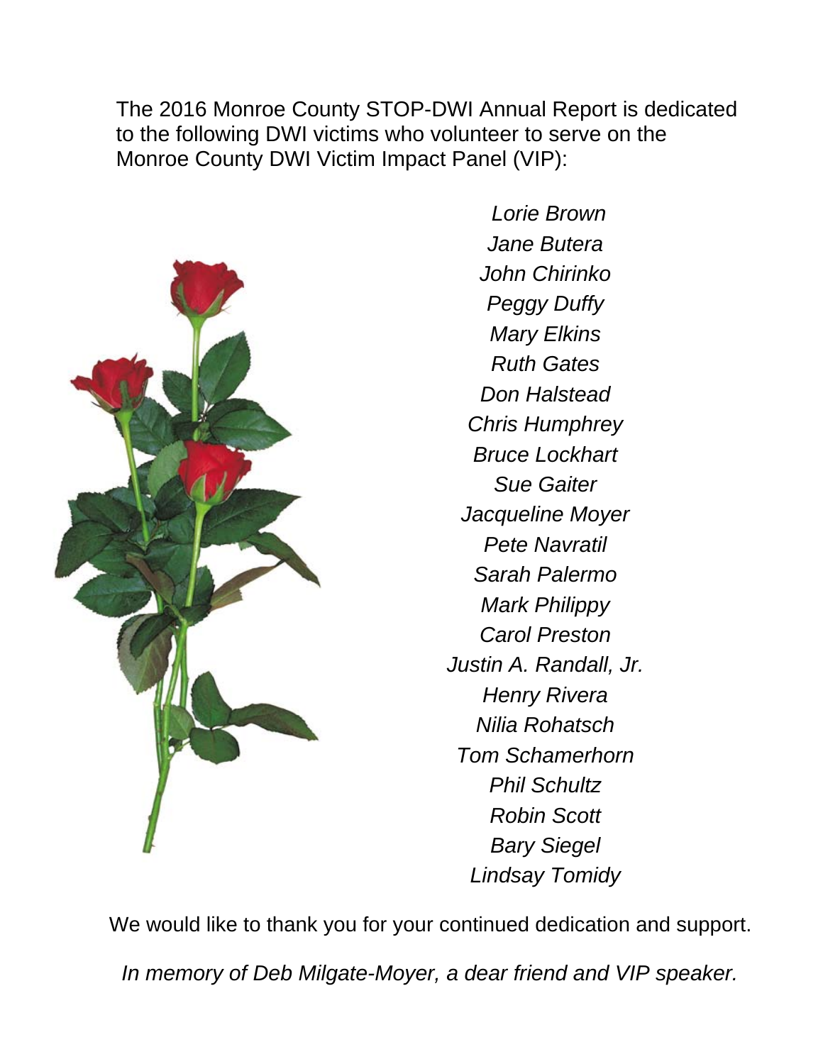The 2016 Monroe County STOP-DWI Annual Report is dedicated to the following DWI victims who volunteer to serve on the Monroe County DWI Victim Impact Panel (VIP):

*Lorie Brown*
*Jane Butera*
*John Chirinko*
*Peggy Duffy*
*Mary Elkins*
*Ruth Gates*
*Don Halstead*
*Chris Humphrey*
*Bruce Lockhart*
*Sue Gaiter*
*Jacqueline Moyer*
*Pete Navratil*
*Sarah Palermo*
*Mark Philippy*
*Carol Preston*
*Justin A. Randall, Jr.*
*Henry Rivera*
*Nilia Rohatsch*
*Tom Schamerhorn*
*Phil Schultz*
*Robin Scott*
*Bary Siegel*
*Lindsay Tomidy*

We would like to thank you for your continued dedication and support.

*In memory of Deb Milgate-Moyer, a dear friend and VIP speaker.*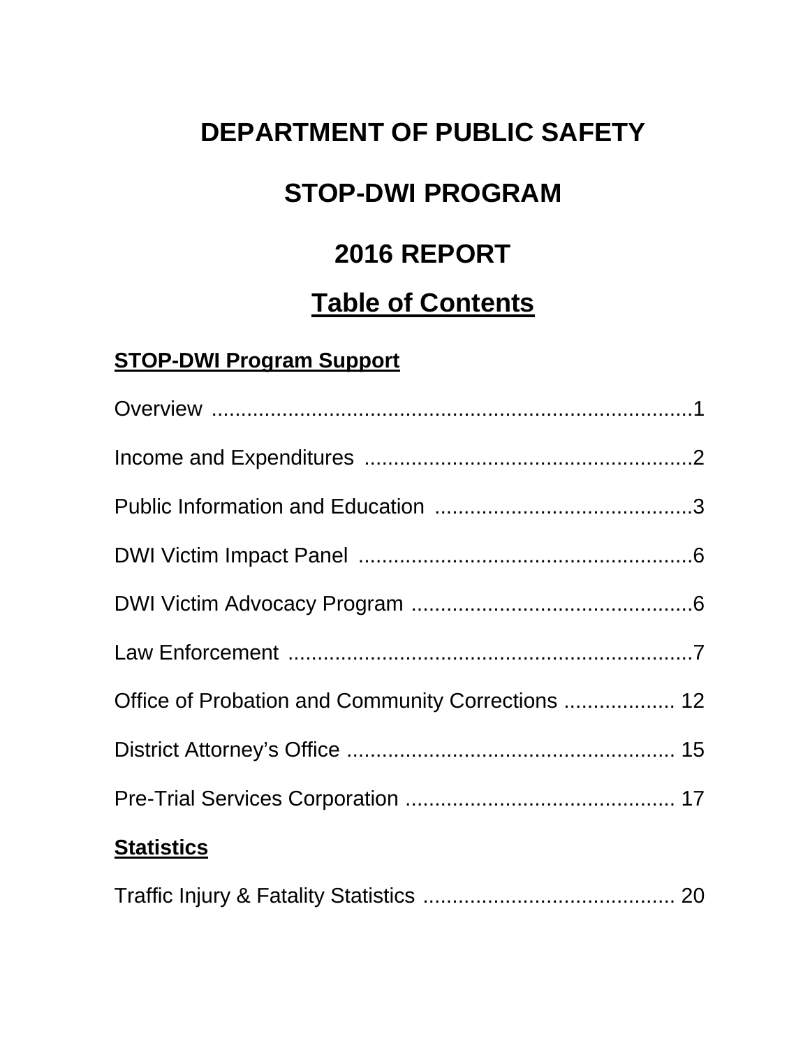# DEPARTMENT OF PUBLIC SAFETY

# STOP-DWI PROGRAM

# 2016 REPORT

## Table of Contents

### STOP-DWI Program Support

Overview ....................................................................1

Income and Expenditures ........................................................2

Public Information and Education ............................................3

DWI Victim Impact Panel ..........................................................6

DWI Victim Advocacy Program ................................................6

Law Enforcement .....................................................................7

Office of Probation and Community Corrections .................. 12

District Attorney's Office ........................................................ 15

Pre-Trial Services Corporation .............................................. 17

### Statistics

Traffic Injury & Fatality Statistics ........................................... 20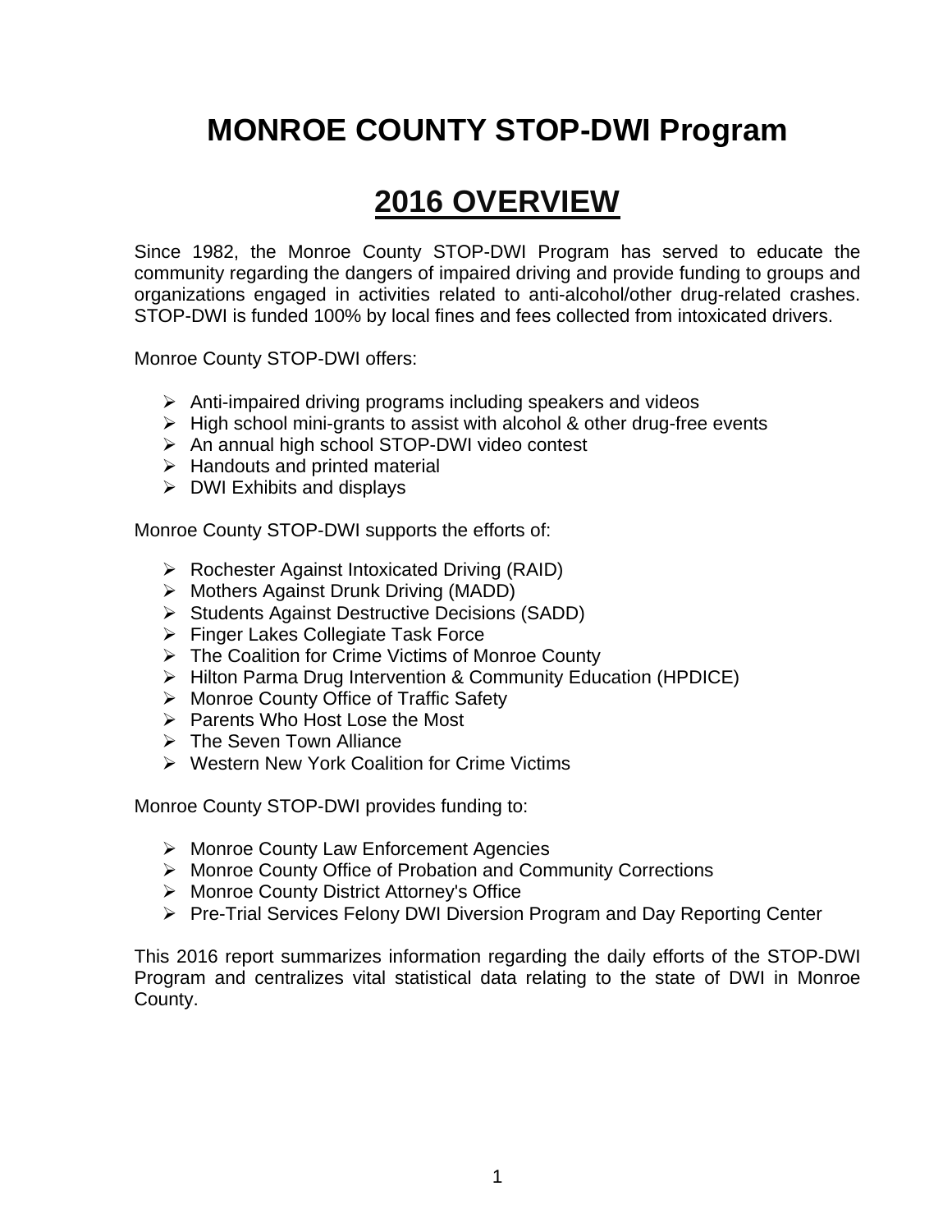# MONROE COUNTY STOP-DWI Program

## 2016 OVERVIEW

Since 1982, the Monroe County STOP-DWI Program has served to educate the community regarding the dangers of impaired driving and provide funding to groups and organizations engaged in activities related to anti-alcohol/other drug-related crashes. STOP-DWI is funded 100% by local fines and fees collected from intoxicated drivers.

Monroe County STOP-DWI offers:

- Anti-impaired driving programs including speakers and videos
- High school mini-grants to assist with alcohol & other drug-free events
- An annual high school STOP-DWI video contest
- Handouts and printed material
- DWI Exhibits and displays

Monroe County STOP-DWI supports the efforts of:

- Rochester Against Intoxicated Driving (RAID)
- Mothers Against Drunk Driving (MADD)
- Students Against Destructive Decisions (SADD)
- Finger Lakes Collegiate Task Force
- The Coalition for Crime Victims of Monroe County
- Hilton Parma Drug Intervention & Community Education (HPDICE)
- Monroe County Office of Traffic Safety
- Parents Who Host Lose the Most
- The Seven Town Alliance
- Western New York Coalition for Crime Victims

Monroe County STOP-DWI provides funding to:

- Monroe County Law Enforcement Agencies
- Monroe County Office of Probation and Community Corrections
- Monroe County District Attorney's Office
- Pre-Trial Services Felony DWI Diversion Program and Day Reporting Center

This 2016 report summarizes information regarding the daily efforts of the STOP-DWI Program and centralizes vital statistical data relating to the state of DWI in Monroe County.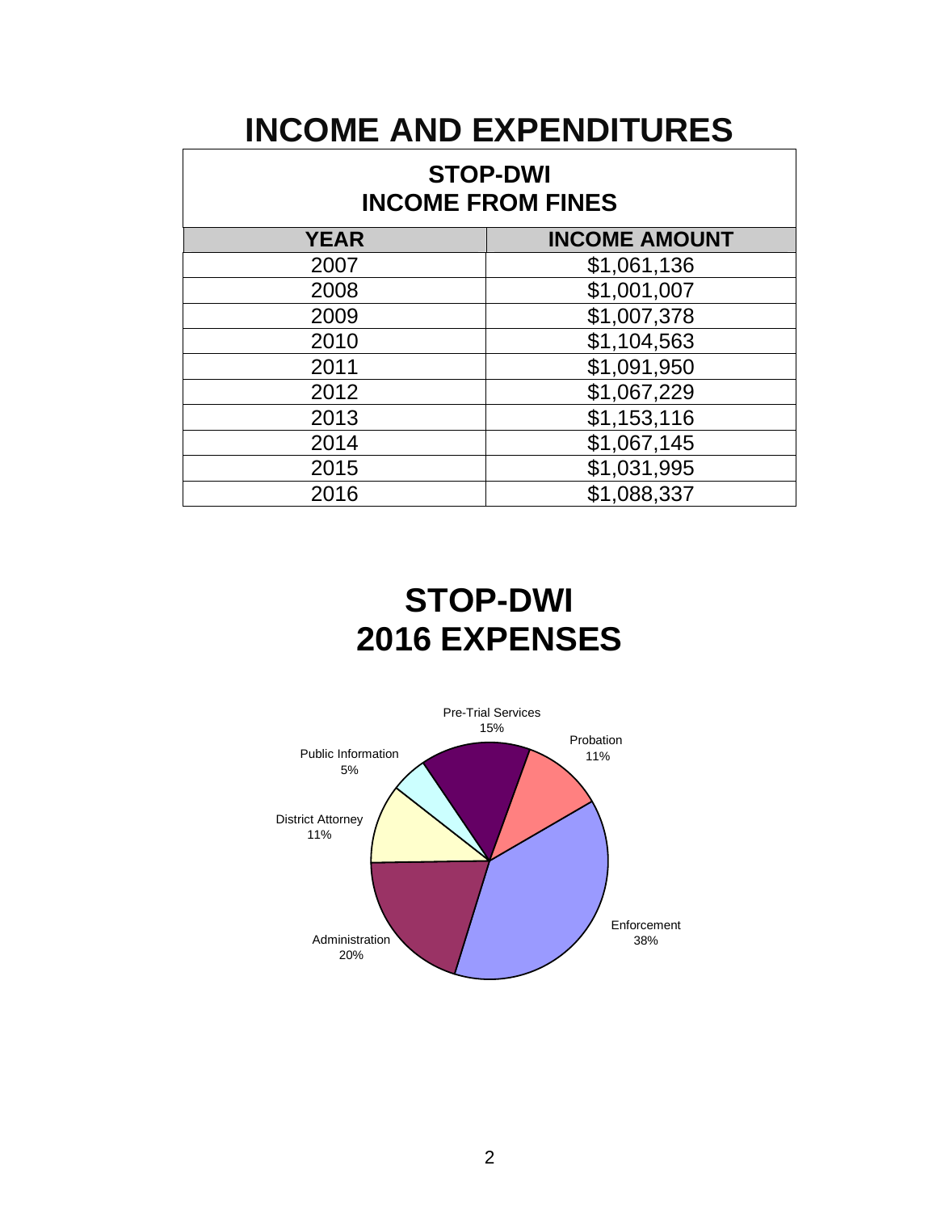# INCOME AND EXPENDITURES

## STOP-DWI
## INCOME FROM FINES

| YEAR | INCOME AMOUNT |
|---|---|
| 2007 | $1,061,136 |
| 2008 | $1,001,007 |
| 2009 | $1,007,378 |
| 2010 | $1,104,563 |
| 2011 | $1,091,950 |
| 2012 | $1,067,229 |
| 2013 | $1,153,116 |
| 2014 | $1,067,145 |
| 2015 | $1,031,995 |
| 2016 | $1,088,337 |

## STOP-DWI
## 2016 EXPENSES

Pre-Trial Services 15%

Probation 11%

Enforcement 38%

Administration 20%

District Attorney 11%

Public Information 5%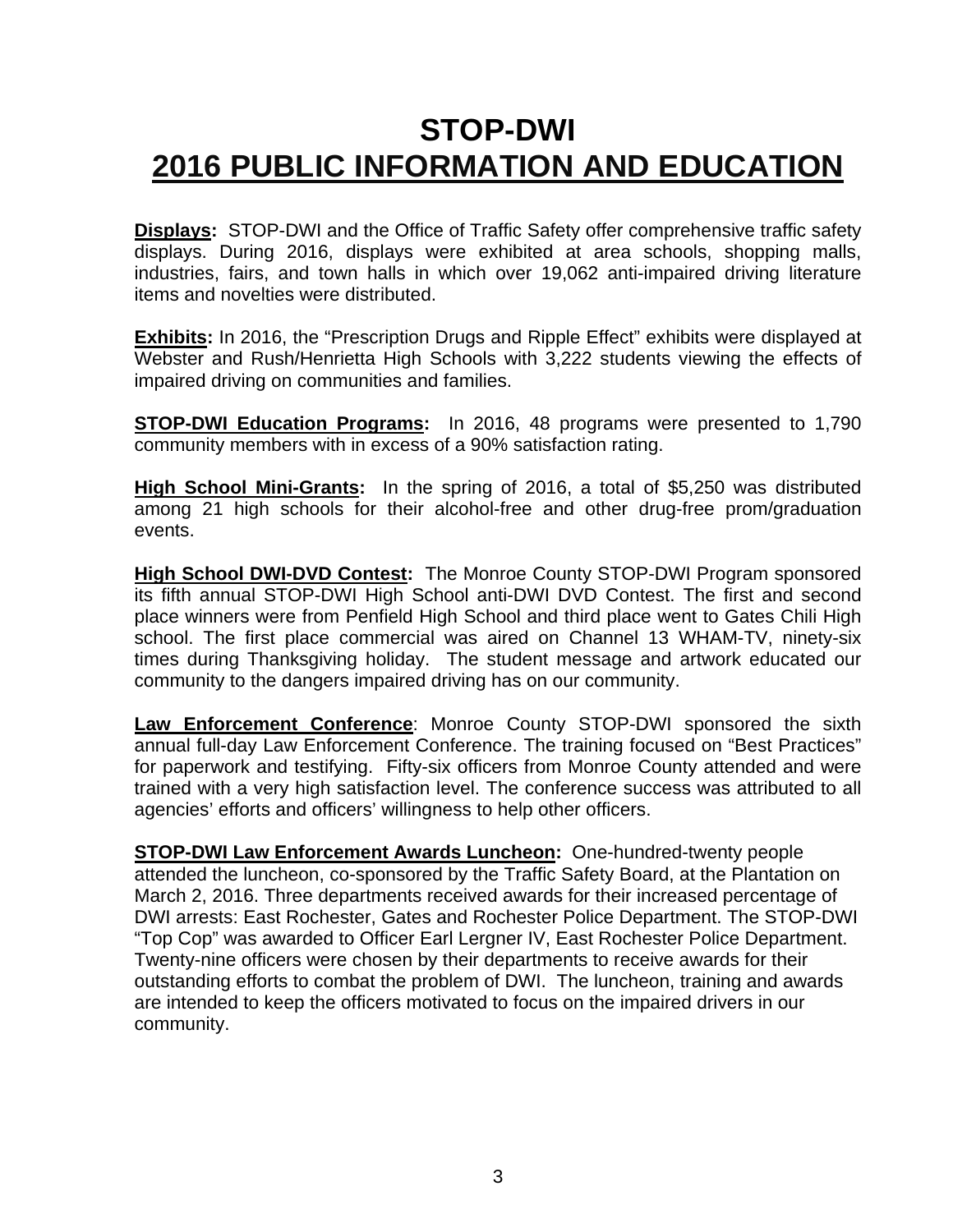# STOP-DWI
# 2016 PUBLIC INFORMATION AND EDUCATION

**Displays:** STOP-DWI and the Office of Traffic Safety offer comprehensive traffic safety displays. During 2016, displays were exhibited at area schools, shopping malls, industries, fairs, and town halls in which over 19,062 anti-impaired driving literature items and novelties were distributed.

**Exhibits:** In 2016, the "Prescription Drugs and Ripple Effect" exhibits were displayed at Webster and Rush/Henrietta High Schools with 3,222 students viewing the effects of impaired driving on communities and families.

**STOP-DWI Education Programs:** In 2016, 48 programs were presented to 1,790 community members with in excess of a 90% satisfaction rating.

**High School Mini-Grants:** In the spring of 2016, a total of $5,250 was distributed among 21 high schools for their alcohol-free and other drug-free prom/graduation events.

**High School DWI-DVD Contest:** The Monroe County STOP-DWI Program sponsored its fifth annual STOP-DWI High School anti-DWI DVD Contest. The first and second place winners were from Penfield High School and third place went to Gates Chili High school. The first place commercial was aired on Channel 13 WHAM-TV, ninety-six times during Thanksgiving holiday. The student message and artwork educated our community to the dangers impaired driving has on our community.

**Law Enforcement Conference**: Monroe County STOP-DWI sponsored the sixth annual full-day Law Enforcement Conference. The training focused on "Best Practices" for paperwork and testifying. Fifty-six officers from Monroe County attended and were trained with a very high satisfaction level. The conference success was attributed to all agencies' efforts and officers' willingness to help other officers.

**STOP-DWI Law Enforcement Awards Luncheon:** One-hundred-twenty people attended the luncheon, co-sponsored by the Traffic Safety Board, at the Plantation on March 2, 2016. Three departments received awards for their increased percentage of DWI arrests: East Rochester, Gates and Rochester Police Department. The STOP-DWI "Top Cop" was awarded to Officer Earl Lergner IV, East Rochester Police Department. Twenty-nine officers were chosen by their departments to receive awards for their outstanding efforts to combat the problem of DWI. The luncheon, training and awards are intended to keep the officers motivated to focus on the impaired drivers in our community.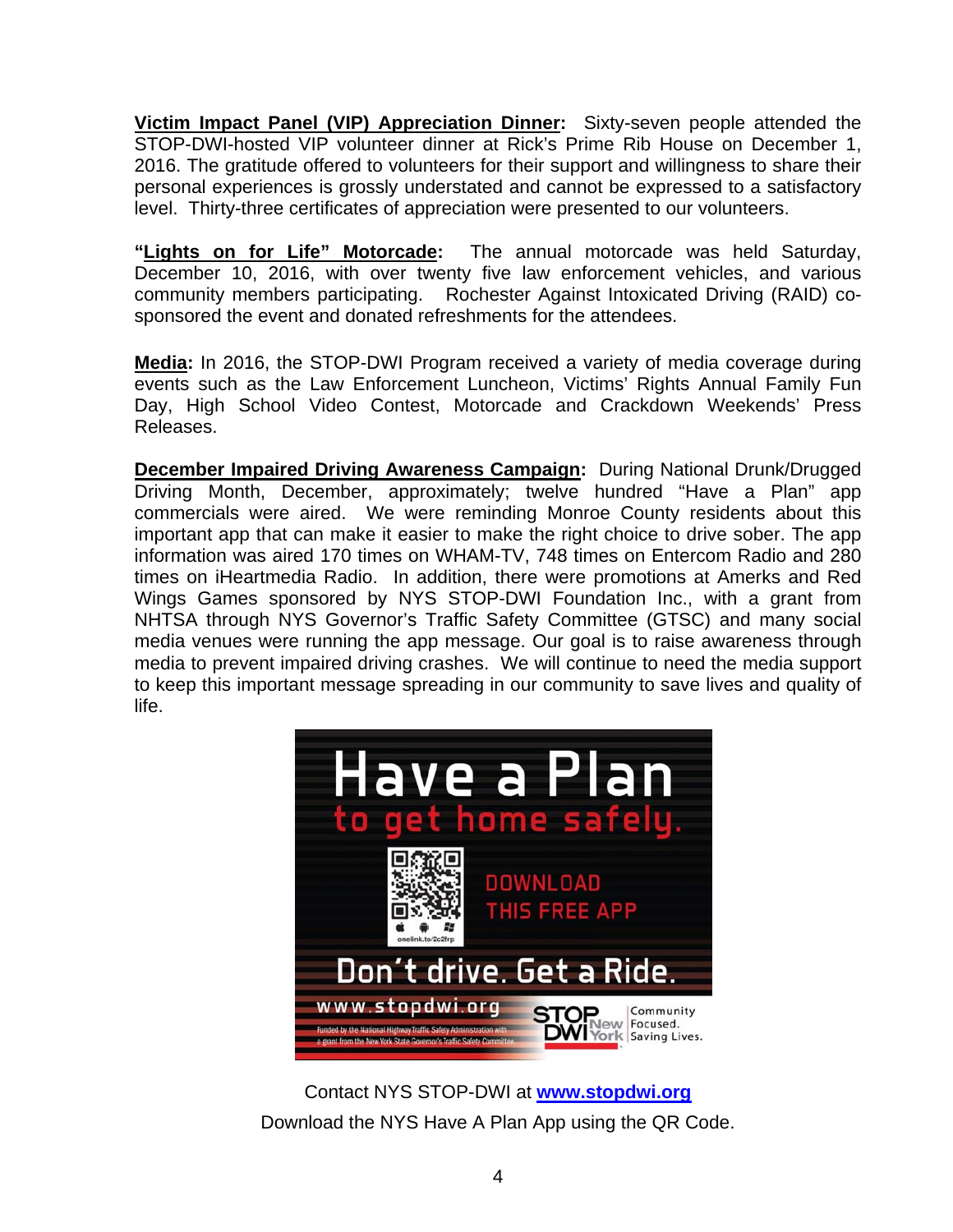**Victim Impact Panel (VIP) Appreciation Dinner:** Sixty-seven people attended the STOP-DWI-hosted VIP volunteer dinner at Rick's Prime Rib House on December 1, 2016. The gratitude offered to volunteers for their support and willingness to share their personal experiences is grossly understated and cannot be expressed to a satisfactory level. Thirty-three certificates of appreciation were presented to our volunteers.

**"Lights on for Life" Motorcade:** The annual motorcade was held Saturday, December 10, 2016, with over twenty five law enforcement vehicles, and various community members participating. Rochester Against Intoxicated Driving (RAID) co-sponsored the event and donated refreshments for the attendees.

**Media:** In 2016, the STOP-DWI Program received a variety of media coverage during events such as the Law Enforcement Luncheon, Victims' Rights Annual Family Fun Day, High School Video Contest, Motorcade and Crackdown Weekends' Press Releases.

**December Impaired Driving Awareness Campaign:** During National Drunk/Drugged Driving Month, December, approximately; twelve hundred "Have a Plan" app commercials were aired. We were reminding Monroe County residents about this important app that can make it easier to make the right choice to drive sober. The app information was aired 170 times on WHAM-TV, 748 times on Entercom Radio and 280 times on iHeartmedia Radio. In addition, there were promotions at Amerks and Red Wings Games sponsored by NYS STOP-DWI Foundation Inc., with a grant from NHTSA through NYS Governor's Traffic Safety Committee (GTSC) and many social media venues were running the app message. Our goal is to raise awareness through media to prevent impaired driving crashes. We will continue to need the media support to keep this important message spreading in our community to save lives and quality of life.

Have a Plan to get home safely.

DOWNLOAD THIS FREE APP

onelink.to/2c2frp

Don't drive. Get a Ride.

www.stopdwi.org

Funded by the National Highway Traffic Safety Administration with a grant from the New York State Governor's Traffic Safety Committee.

STOP DWI New York — Community Focused. Saving Lives.

Contact NYS STOP-DWI at **www.stopdwi.org**

Download the NYS Have A Plan App using the QR Code.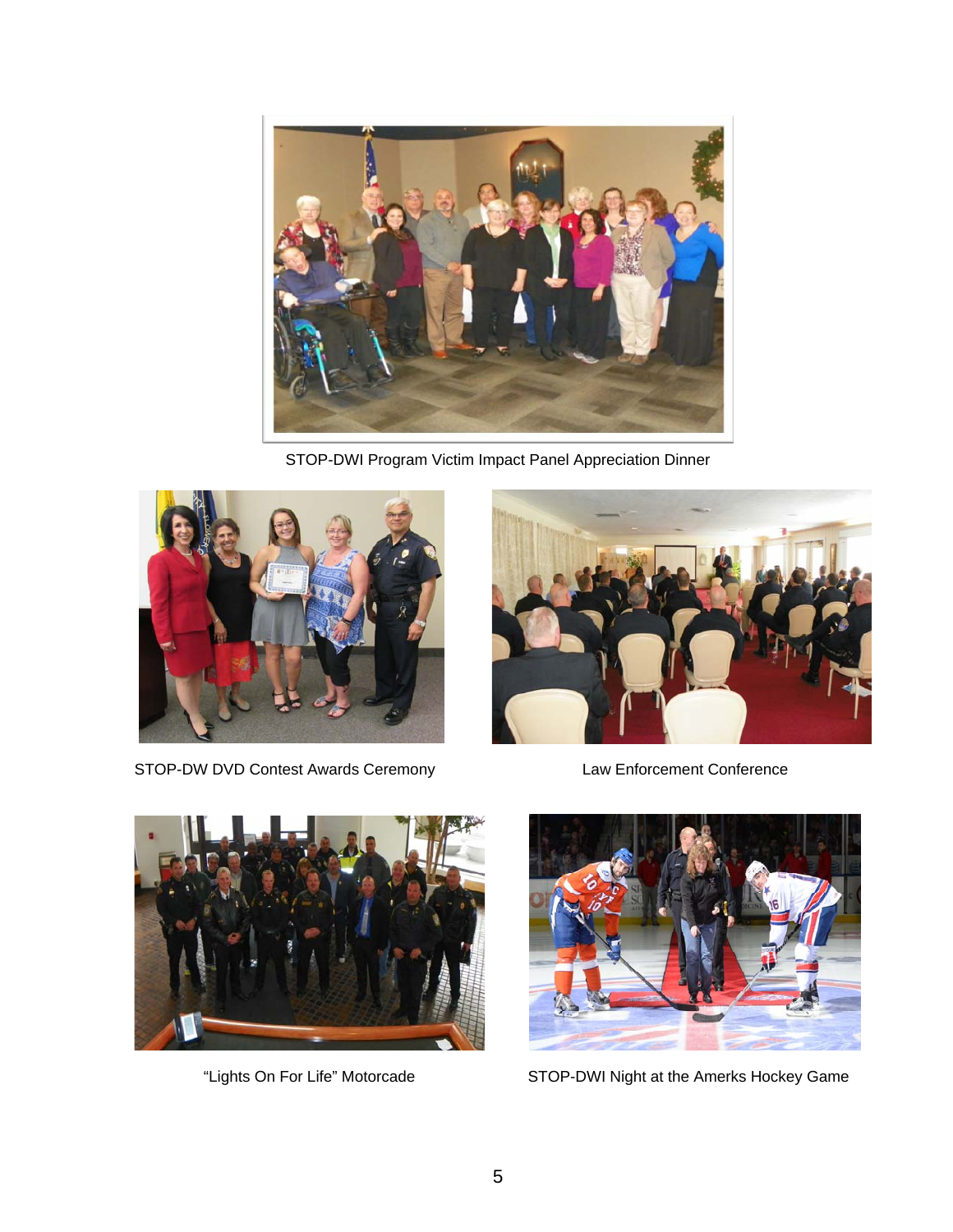STOP-DWI Program Victim Impact Panel Appreciation Dinner

STOP-DW DVD Contest Awards Ceremony

Law Enforcement Conference

"Lights On For Life" Motorcade

STOP-DWI Night at the Amerks Hockey Game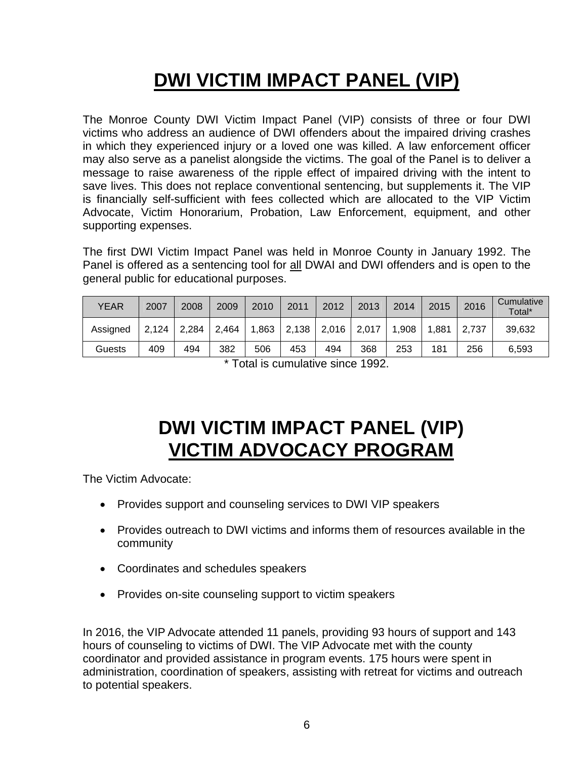# DWI VICTIM IMPACT PANEL (VIP)

The Monroe County DWI Victim Impact Panel (VIP) consists of three or four DWI victims who address an audience of DWI offenders about the impaired driving crashes in which they experienced injury or a loved one was killed. A law enforcement officer may also serve as a panelist alongside the victims. The goal of the Panel is to deliver a message to raise awareness of the ripple effect of impaired driving with the intent to save lives. This does not replace conventional sentencing, but supplements it. The VIP is financially self-sufficient with fees collected which are allocated to the VIP Victim Advocate, Victim Honorarium, Probation, Law Enforcement, equipment, and other supporting expenses.

The first DWI Victim Impact Panel was held in Monroe County in January 1992. The Panel is offered as a sentencing tool for all DWAI and DWI offenders and is open to the general public for educational purposes.

| YEAR | 2007 | 2008 | 2009 | 2010 | 2011 | 2012 | 2013 | 2014 | 2015 | 2016 | Cumulative Total* |
|---|---|---|---|---|---|---|---|---|---|---|---|
| Assigned | 2,124 | 2,284 | 2,464 | 1,863 | 2,138 | 2,016 | 2,017 | 1,908 | 1,881 | 2,737 | 39,632 |
| Guests | 409 | 494 | 382 | 506 | 453 | 494 | 368 | 253 | 181 | 256 | 6,593 |

* Total is cumulative since 1992.

# DWI VICTIM IMPACT PANEL (VIP) VICTIM ADVOCACY PROGRAM

The Victim Advocate:

- Provides support and counseling services to DWI VIP speakers
- Provides outreach to DWI victims and informs them of resources available in the community
- Coordinates and schedules speakers
- Provides on-site counseling support to victim speakers

In 2016, the VIP Advocate attended 11 panels, providing 93 hours of support and 143 hours of counseling to victims of DWI. The VIP Advocate met with the county coordinator and provided assistance in program events. 175 hours were spent in administration, coordination of speakers, assisting with retreat for victims and outreach to potential speakers.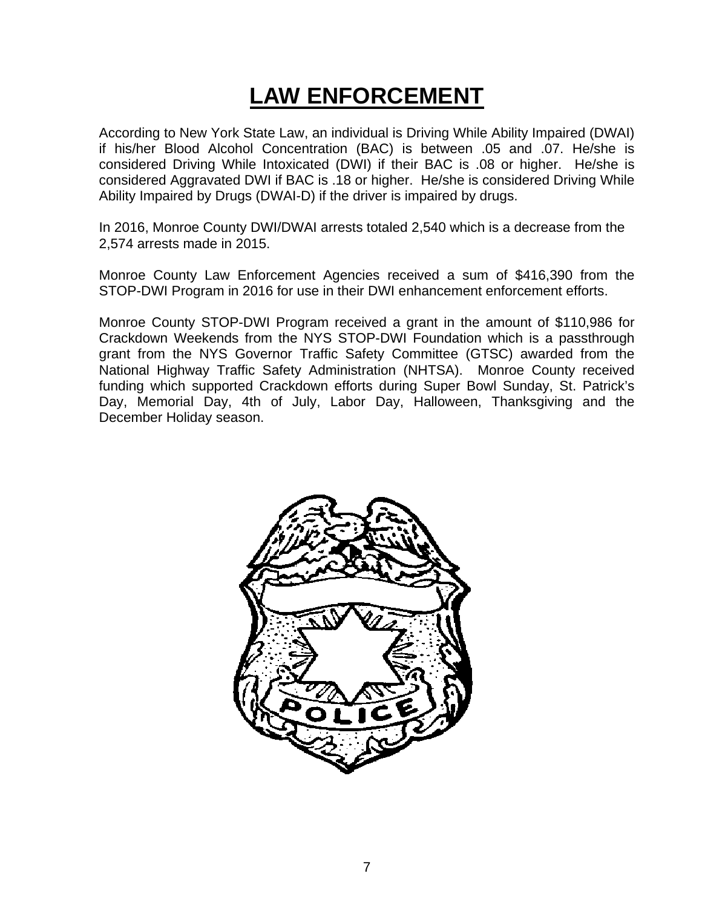# LAW ENFORCEMENT

According to New York State Law, an individual is Driving While Ability Impaired (DWAI) if his/her Blood Alcohol Concentration (BAC) is between .05 and .07. He/she is considered Driving While Intoxicated (DWI) if their BAC is .08 or higher. He/she is considered Aggravated DWI if BAC is .18 or higher. He/she is considered Driving While Ability Impaired by Drugs (DWAI-D) if the driver is impaired by drugs.

In 2016, Monroe County DWI/DWAI arrests totaled 2,540 which is a decrease from the 2,574 arrests made in 2015.

Monroe County Law Enforcement Agencies received a sum of $416,390 from the STOP-DWI Program in 2016 for use in their DWI enhancement enforcement efforts.

Monroe County STOP-DWI Program received a grant in the amount of $110,986 for Crackdown Weekends from the NYS STOP-DWI Foundation which is a passthrough grant from the NYS Governor Traffic Safety Committee (GTSC) awarded from the National Highway Traffic Safety Administration (NHTSA). Monroe County received funding which supported Crackdown efforts during Super Bowl Sunday, St. Patrick's Day, Memorial Day, 4th of July, Labor Day, Halloween, Thanksgiving and the December Holiday season.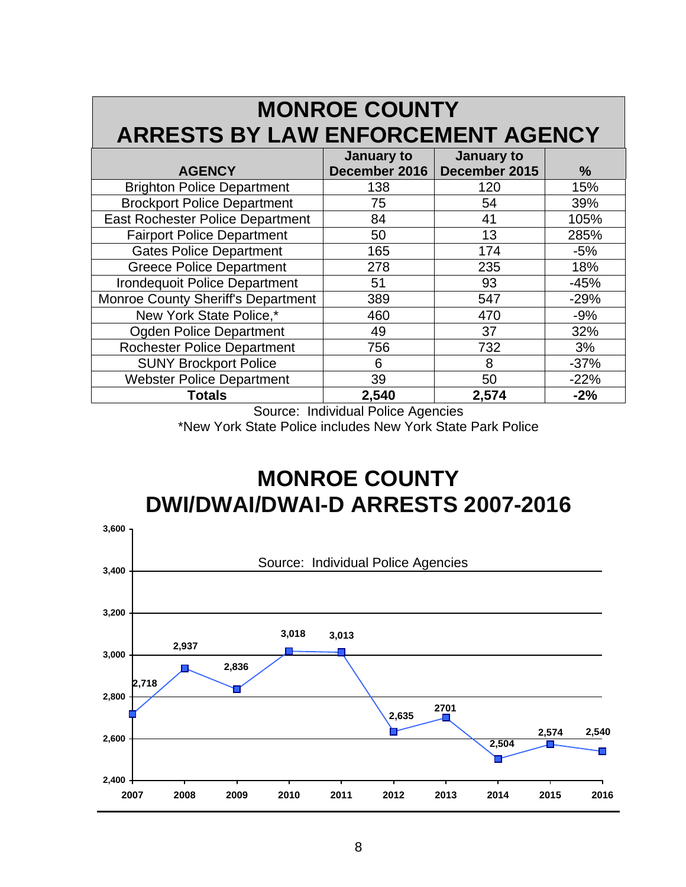# MONROE COUNTY
# ARRESTS BY LAW ENFORCEMENT AGENCY

| AGENCY | January to December 2016 | January to December 2015 | % |
|---|---|---|---|
| Brighton Police Department | 138 | 120 | 15% |
| Brockport Police Department | 75 | 54 | 39% |
| East Rochester Police Department | 84 | 41 | 105% |
| Fairport Police Department | 50 | 13 | 285% |
| Gates Police Department | 165 | 174 | -5% |
| Greece Police Department | 278 | 235 | 18% |
| Irondequoit Police Department | 51 | 93 | -45% |
| Monroe County Sheriff's Department | 389 | 547 | -29% |
| New York State Police,* | 460 | 470 | -9% |
| Ogden Police Department | 49 | 37 | 32% |
| Rochester Police Department | 756 | 732 | 3% |
| SUNY Brockport Police | 6 | 8 | -37% |
| Webster Police Department | 39 | 50 | -22% |
| **Totals** | **2,540** | **2,574** | **-2%** |

Source: Individual Police Agencies

*New York State Police includes New York State Park Police

# MONROE COUNTY
# DWI/DWAI/DWAI-D ARRESTS 2007-2016

Source: Individual Police Agencies

| Year | Arrests |
|---|---|
| 2007 | 2,718 |
| 2008 | 2,937 |
| 2009 | 2,836 |
| 2010 | 3,018 |
| 2011 | 3,013 |
| 2012 | 2,635 |
| 2013 | 2701 |
| 2014 | 2,504 |
| 2015 | 2,574 |
| 2016 | 2,540 |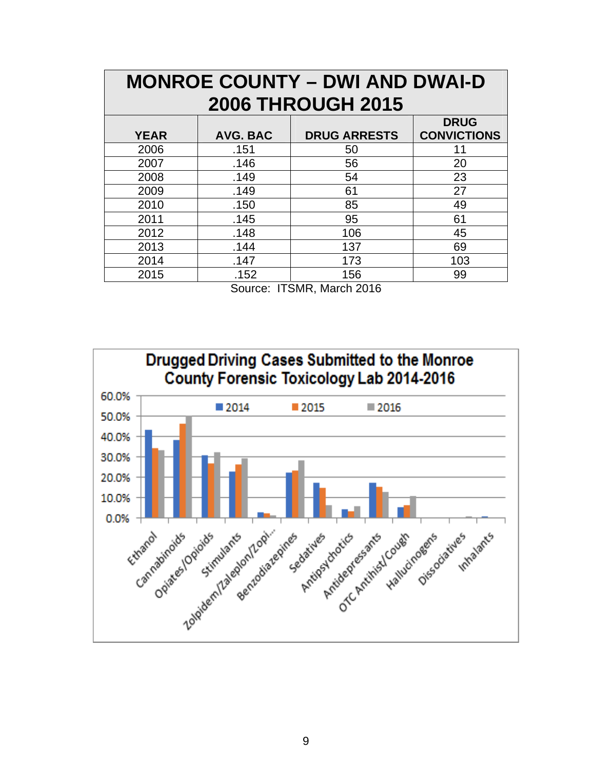## MONROE COUNTY – DWI AND DWAI-D 2006 THROUGH 2015

| YEAR | AVG. BAC | DRUG ARRESTS | DRUG CONVICTIONS |
|---|---|---|---|
| 2006 | .151 | 50 | 11 |
| 2007 | .146 | 56 | 20 |
| 2008 | .149 | 54 | 23 |
| 2009 | .149 | 61 | 27 |
| 2010 | .150 | 85 | 49 |
| 2011 | .145 | 95 | 61 |
| 2012 | .148 | 106 | 45 |
| 2013 | .144 | 137 | 69 |
| 2014 | .147 | 173 | 103 |
| 2015 | .152 | 156 | 99 |

Source: ITSMR, March 2016

**Drugged Driving Cases Submitted to the Monroe County Forensic Toxicology Lab 2014-2016**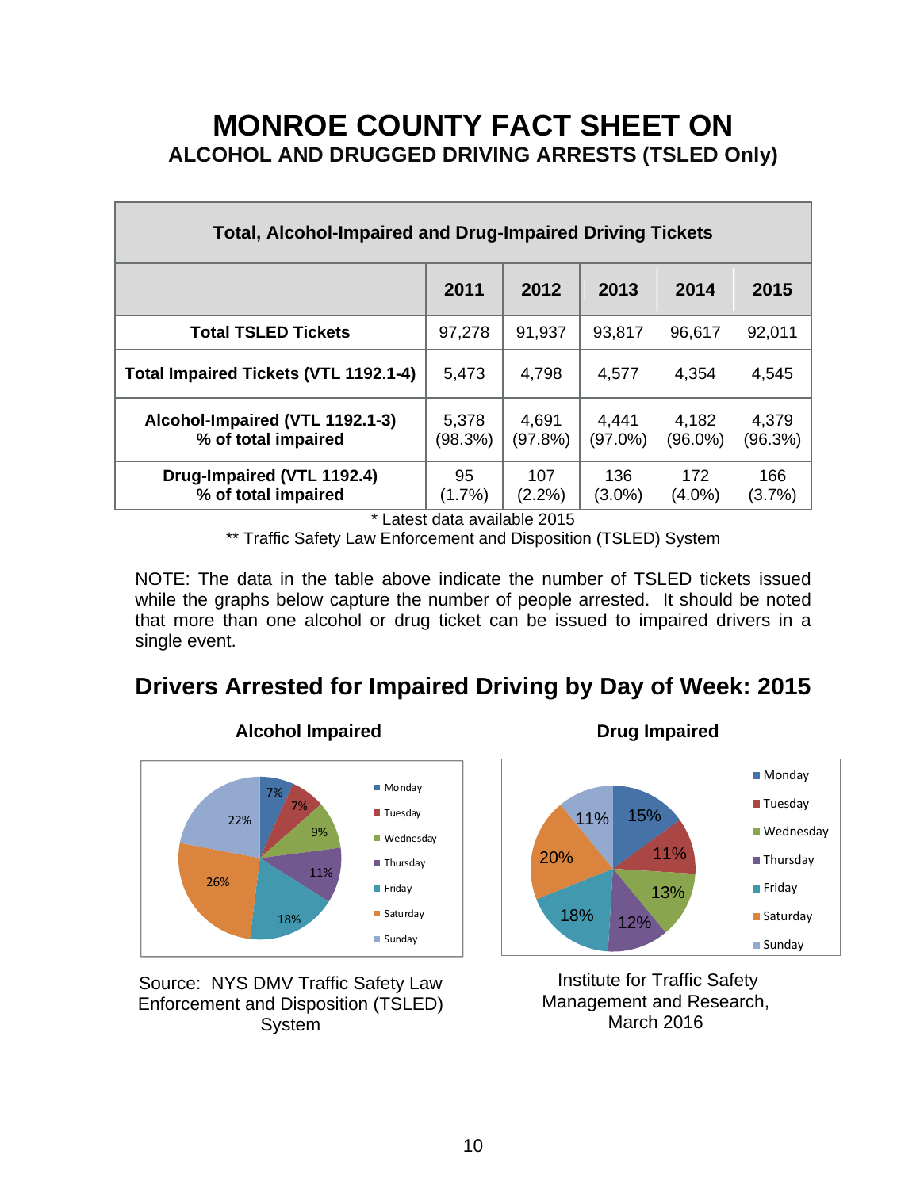# MONROE COUNTY FACT SHEET ON

## ALCOHOL AND DRUGGED DRIVING ARRESTS (TSLED Only)

| Total, Alcohol-Impaired and Drug-Impaired Driving Tickets | | | | | |
|---|---|---|---|---|---|
| | **2011** | **2012** | **2013** | **2014** | **2015** |
| **Total TSLED Tickets** | 97,278 | 91,937 | 93,817 | 96,617 | 92,011 |
| **Total Impaired Tickets (VTL 1192.1-4)** | 5,473 | 4,798 | 4,577 | 4,354 | 4,545 |
| **Alcohol-Impaired (VTL 1192.1-3) % of total impaired** | 5,378 (98.3%) | 4,691 (97.8%) | 4,441 (97.0%) | 4,182 (96.0%) | 4,379 (96.3%) |
| **Drug-Impaired (VTL 1192.4) % of total impaired** | 95 (1.7%) | 107 (2.2%) | 136 (3.0%) | 172 (4.0%) | 166 (3.7%) |

\* Latest data available 2015

** Traffic Safety Law Enforcement and Disposition (TSLED) System

NOTE: The data in the table above indicate the number of TSLED tickets issued while the graphs below capture the number of people arrested. It should be noted that more than one alcohol or drug ticket can be issued to impaired drivers in a single event.

## Drivers Arrested for Impaired Driving by Day of Week: 2015

**Alcohol Impaired**

| Day | Percent |
|---|---|
| Monday | 7% |
| Tuesday | 7% |
| Wednesday | 9% |
| Thursday | 11% |
| Friday | 18% |
| Saturday | 26% |
| Sunday | 22% |

Source: NYS DMV Traffic Safety Law Enforcement and Disposition (TSLED) System

**Drug Impaired**

| Day | Percent |
|---|---|
| Monday | 15% |
| Tuesday | 11% |
| Wednesday | 13% |
| Thursday | 12% |
| Friday | 18% |
| Saturday | 20% |
| Sunday | 11% |

Institute for Traffic Safety Management and Research, March 2016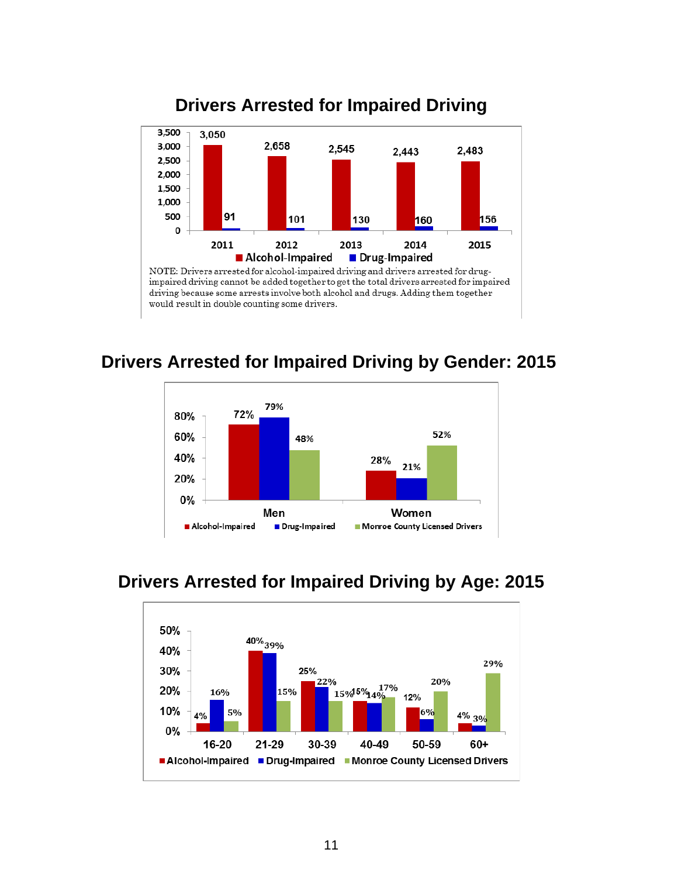## Drivers Arrested for Impaired Driving

| Year | Alcohol-Impaired | Drug-Impaired |
|---|---|---|
| 2011 | 3,050 | 91 |
| 2012 | 2,658 | 101 |
| 2013 | 2,545 | 130 |
| 2014 | 2,443 | 160 |
| 2015 | 2,483 | 156 |

NOTE: Drivers arrested for alcohol-impaired driving and drivers arrested for drug-impaired driving cannot be added together to get the total drivers arrested for impaired driving because some arrests involve both alcohol and drugs. Adding them together would result in double counting some drivers.

## Drivers Arrested for Impaired Driving by Gender: 2015

| Gender | Alcohol-Impaired | Drug-Impaired | Monroe County Licensed Drivers |
|---|---|---|---|
| Men | 72% | 79% | 48% |
| Women | 28% | 21% | 52% |

## Drivers Arrested for Impaired Driving by Age: 2015

| Age | Alcohol-Impaired | Drug-Impaired | Monroe County Licensed Drivers |
|---|---|---|---|
| 16-20 | 4% | 16% | 5% |
| 21-29 | 40% | 39% | 15% |
| 30-39 | 25% | 22% | 15% |
| 40-49 | 15% | 14% | 17% |
| 50-59 | 12% | 6% | 20% |
| 60+ | 4% | 3% | 29% |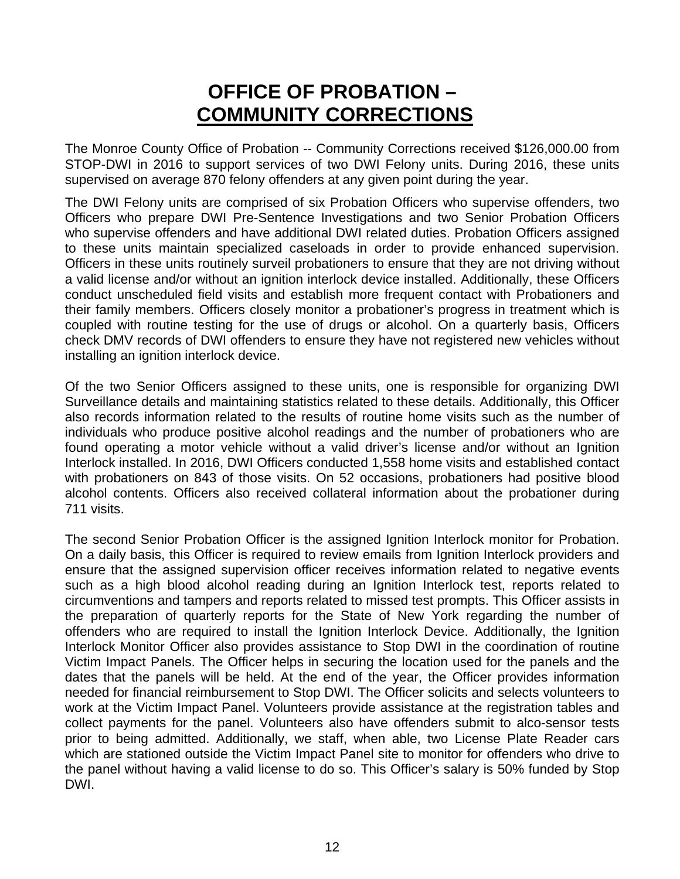# OFFICE OF PROBATION – COMMUNITY CORRECTIONS

The Monroe County Office of Probation -- Community Corrections received $126,000.00 from STOP-DWI in 2016 to support services of two DWI Felony units. During 2016, these units supervised on average 870 felony offenders at any given point during the year.

The DWI Felony units are comprised of six Probation Officers who supervise offenders, two Officers who prepare DWI Pre-Sentence Investigations and two Senior Probation Officers who supervise offenders and have additional DWI related duties. Probation Officers assigned to these units maintain specialized caseloads in order to provide enhanced supervision. Officers in these units routinely surveil probationers to ensure that they are not driving without a valid license and/or without an ignition interlock device installed. Additionally, these Officers conduct unscheduled field visits and establish more frequent contact with Probationers and their family members. Officers closely monitor a probationer's progress in treatment which is coupled with routine testing for the use of drugs or alcohol. On a quarterly basis, Officers check DMV records of DWI offenders to ensure they have not registered new vehicles without installing an ignition interlock device.

Of the two Senior Officers assigned to these units, one is responsible for organizing DWI Surveillance details and maintaining statistics related to these details. Additionally, this Officer also records information related to the results of routine home visits such as the number of individuals who produce positive alcohol readings and the number of probationers who are found operating a motor vehicle without a valid driver's license and/or without an Ignition Interlock installed. In 2016, DWI Officers conducted 1,558 home visits and established contact with probationers on 843 of those visits. On 52 occasions, probationers had positive blood alcohol contents. Officers also received collateral information about the probationer during 711 visits.

The second Senior Probation Officer is the assigned Ignition Interlock monitor for Probation. On a daily basis, this Officer is required to review emails from Ignition Interlock providers and ensure that the assigned supervision officer receives information related to negative events such as a high blood alcohol reading during an Ignition Interlock test, reports related to circumventions and tampers and reports related to missed test prompts. This Officer assists in the preparation of quarterly reports for the State of New York regarding the number of offenders who are required to install the Ignition Interlock Device. Additionally, the Ignition Interlock Monitor Officer also provides assistance to Stop DWI in the coordination of routine Victim Impact Panels. The Officer helps in securing the location used for the panels and the dates that the panels will be held. At the end of the year, the Officer provides information needed for financial reimbursement to Stop DWI. The Officer solicits and selects volunteers to work at the Victim Impact Panel. Volunteers provide assistance at the registration tables and collect payments for the panel. Volunteers also have offenders submit to alco-sensor tests prior to being admitted. Additionally, we staff, when able, two License Plate Reader cars which are stationed outside the Victim Impact Panel site to monitor for offenders who drive to the panel without having a valid license to do so. This Officer's salary is 50% funded by Stop DWI.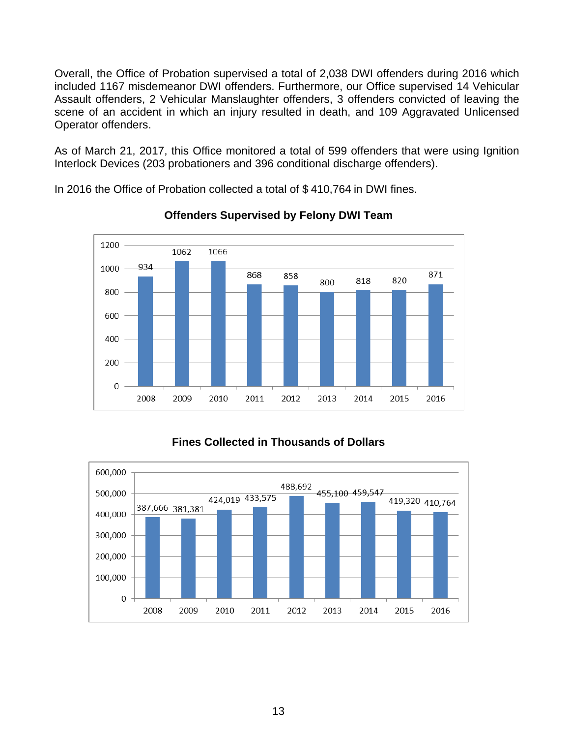Overall, the Office of Probation supervised a total of 2,038 DWI offenders during 2016 which included 1167 misdemeanor DWI offenders. Furthermore, our Office supervised 14 Vehicular Assault offenders, 2 Vehicular Manslaughter offenders, 3 offenders convicted of leaving the scene of an accident in which an injury resulted in death, and 109 Aggravated Unlicensed Operator offenders.

As of March 21, 2017, this Office monitored a total of 599 offenders that were using Ignition Interlock Devices (203 probationers and 396 conditional discharge offenders).

In 2016 the Office of Probation collected a total of $ 410,764 in DWI fines.

**Offenders Supervised by Felony DWI Team**

| Year | Offenders |
|---|---|
| 2008 | 934 |
| 2009 | 1062 |
| 2010 | 1066 |
| 2011 | 868 |
| 2012 | 858 |
| 2013 | 800 |
| 2014 | 818 |
| 2015 | 820 |
| 2016 | 871 |

**Fines Collected in Thousands of Dollars**

| Year | Fines |
|---|---|
| 2008 | 387,666 |
| 2009 | 381,381 |
| 2010 | 424,019 |
| 2011 | 433,575 |
| 2012 | 488,692 |
| 2013 | 455,100 |
| 2014 | 459,547 |
| 2015 | 419,320 |
| 2016 | 410,764 |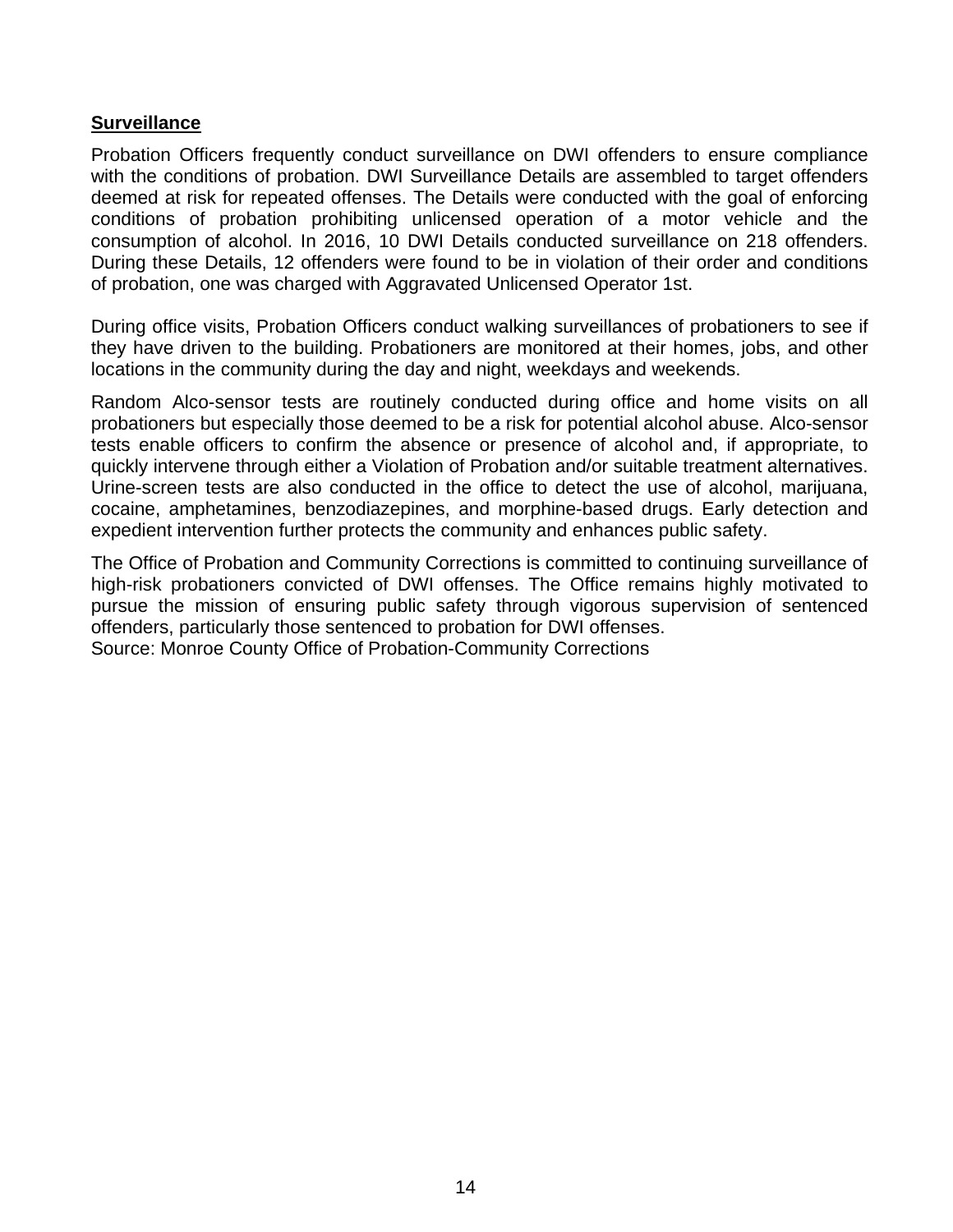**Surveillance**

Probation Officers frequently conduct surveillance on DWI offenders to ensure compliance with the conditions of probation. DWI Surveillance Details are assembled to target offenders deemed at risk for repeated offenses. The Details were conducted with the goal of enforcing conditions of probation prohibiting unlicensed operation of a motor vehicle and the consumption of alcohol. In 2016, 10 DWI Details conducted surveillance on 218 offenders. During these Details, 12 offenders were found to be in violation of their order and conditions of probation, one was charged with Aggravated Unlicensed Operator 1st.

During office visits, Probation Officers conduct walking surveillances of probationers to see if they have driven to the building. Probationers are monitored at their homes, jobs, and other locations in the community during the day and night, weekdays and weekends.

Random Alco-sensor tests are routinely conducted during office and home visits on all probationers but especially those deemed to be a risk for potential alcohol abuse. Alco-sensor tests enable officers to confirm the absence or presence of alcohol and, if appropriate, to quickly intervene through either a Violation of Probation and/or suitable treatment alternatives. Urine-screen tests are also conducted in the office to detect the use of alcohol, marijuana, cocaine, amphetamines, benzodiazepines, and morphine-based drugs. Early detection and expedient intervention further protects the community and enhances public safety.

The Office of Probation and Community Corrections is committed to continuing surveillance of high-risk probationers convicted of DWI offenses. The Office remains highly motivated to pursue the mission of ensuring public safety through vigorous supervision of sentenced offenders, particularly those sentenced to probation for DWI offenses.
Source: Monroe County Office of Probation-Community Corrections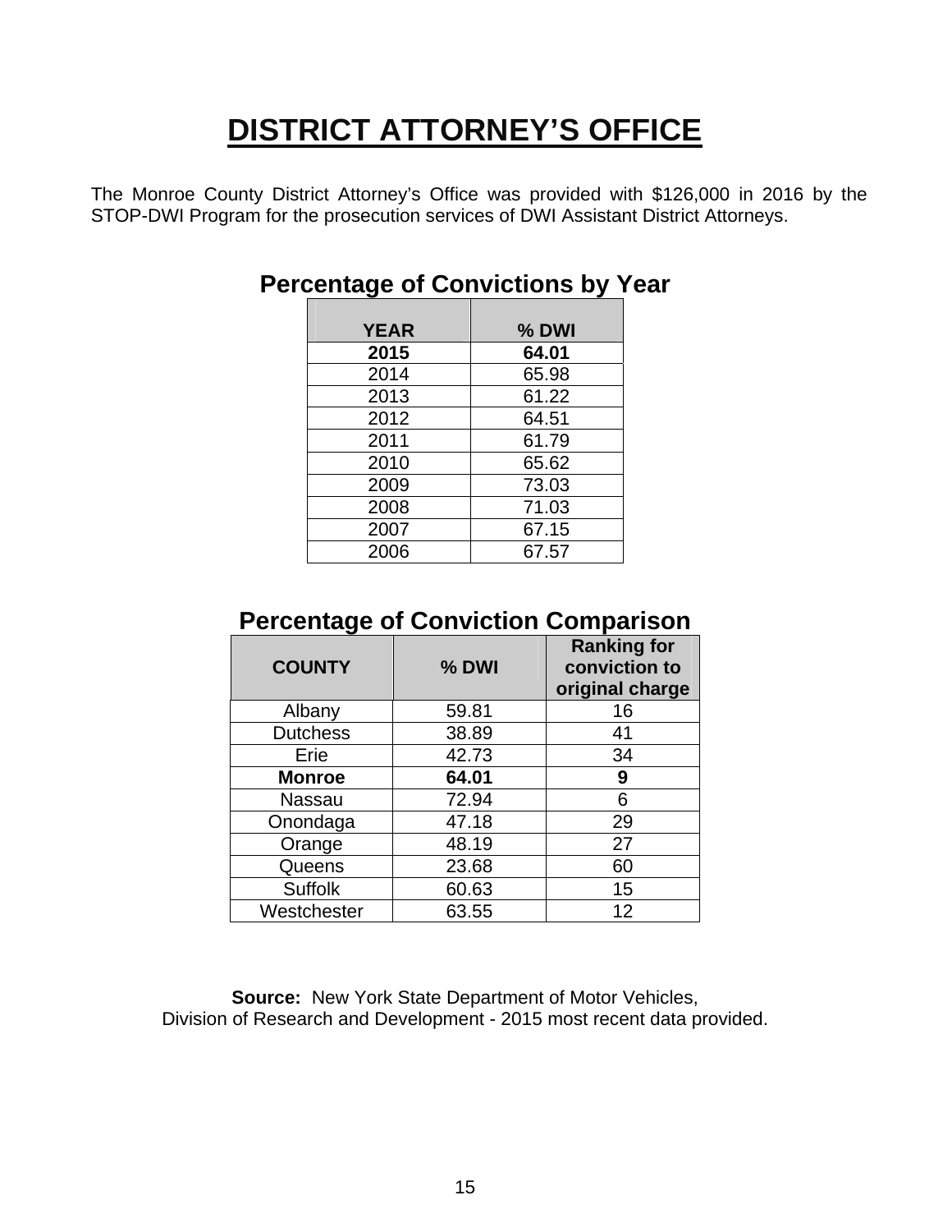# DISTRICT ATTORNEY'S OFFICE

The Monroe County District Attorney's Office was provided with $126,000 in 2016 by the STOP-DWI Program for the prosecution services of DWI Assistant District Attorneys.

## Percentage of Convictions by Year

| YEAR | % DWI |
|---|---|
| **2015** | **64.01** |
| 2014 | 65.98 |
| 2013 | 61.22 |
| 2012 | 64.51 |
| 2011 | 61.79 |
| 2010 | 65.62 |
| 2009 | 73.03 |
| 2008 | 71.03 |
| 2007 | 67.15 |
| 2006 | 67.57 |

## Percentage of Conviction Comparison

| COUNTY | % DWI | Ranking for conviction to original charge |
|---|---|---|
| Albany | 59.81 | 16 |
| Dutchess | 38.89 | 41 |
| Erie | 42.73 | 34 |
| **Monroe** | **64.01** | **9** |
| Nassau | 72.94 | 6 |
| Onondaga | 47.18 | 29 |
| Orange | 48.19 | 27 |
| Queens | 23.68 | 60 |
| Suffolk | 60.63 | 15 |
| Westchester | 63.55 | 12 |

**Source:** New York State Department of Motor Vehicles, Division of Research and Development - 2015 most recent data provided.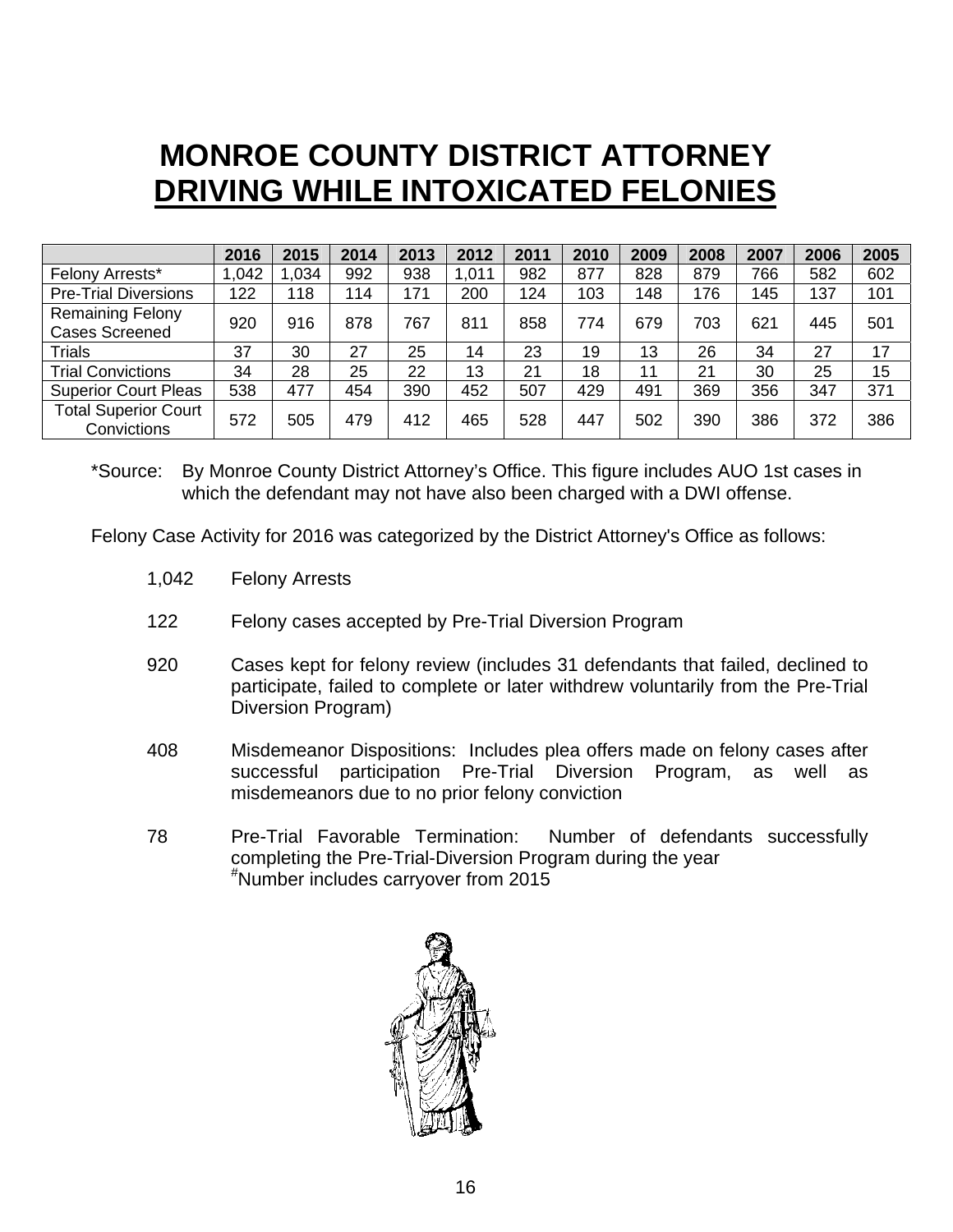# MONROE COUNTY DISTRICT ATTORNEY
## DRIVING WHILE INTOXICATED FELONIES

| | 2016 | 2015 | 2014 | 2013 | 2012 | 2011 | 2010 | 2009 | 2008 | 2007 | 2006 | 2005 |
|---|---|---|---|---|---|---|---|---|---|---|---|---|
| Felony Arrests* | 1,042 | 1,034 | 992 | 938 | 1,011 | 982 | 877 | 828 | 879 | 766 | 582 | 602 |
| Pre-Trial Diversions | 122 | 118 | 114 | 171 | 200 | 124 | 103 | 148 | 176 | 145 | 137 | 101 |
| Remaining Felony Cases Screened | 920 | 916 | 878 | 767 | 811 | 858 | 774 | 679 | 703 | 621 | 445 | 501 |
| Trials | 37 | 30 | 27 | 25 | 14 | 23 | 19 | 13 | 26 | 34 | 27 | 17 |
| Trial Convictions | 34 | 28 | 25 | 22 | 13 | 21 | 18 | 11 | 21 | 30 | 25 | 15 |
| Superior Court Pleas | 538 | 477 | 454 | 390 | 452 | 507 | 429 | 491 | 369 | 356 | 347 | 371 |
| Total Superior Court Convictions | 572 | 505 | 479 | 412 | 465 | 528 | 447 | 502 | 390 | 386 | 372 | 386 |

*Source: By Monroe County District Attorney's Office. This figure includes AUO 1st cases in which the defendant may not have also been charged with a DWI offense.

Felony Case Activity for 2016 was categorized by the District Attorney's Office as follows:

1,042 Felony Arrests

122 Felony cases accepted by Pre-Trial Diversion Program

920 Cases kept for felony review (includes 31 defendants that failed, declined to participate, failed to complete or later withdrew voluntarily from the Pre-Trial Diversion Program)

408 Misdemeanor Dispositions: Includes plea offers made on felony cases after successful participation Pre-Trial Diversion Program, as well as misdemeanors due to no prior felony conviction

78 Pre-Trial Favorable Termination: Number of defendants successfully completing the Pre-Trial-Diversion Program during the year
[#]Number includes carryover from 2015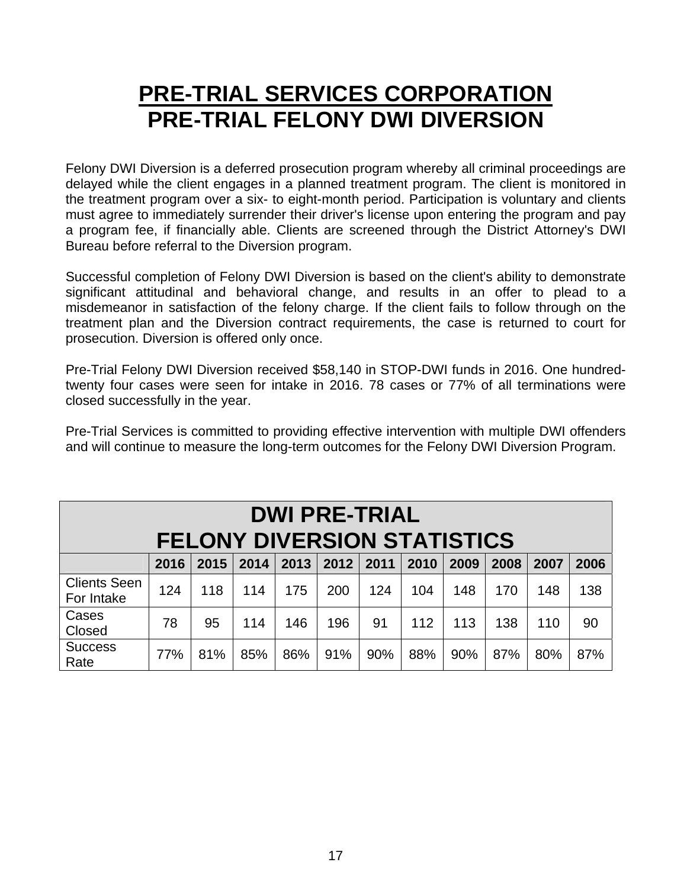# PRE-TRIAL SERVICES CORPORATION
# PRE-TRIAL FELONY DWI DIVERSION

Felony DWI Diversion is a deferred prosecution program whereby all criminal proceedings are delayed while the client engages in a planned treatment program. The client is monitored in the treatment program over a six- to eight-month period. Participation is voluntary and clients must agree to immediately surrender their driver's license upon entering the program and pay a program fee, if financially able. Clients are screened through the District Attorney's DWI Bureau before referral to the Diversion program.

Successful completion of Felony DWI Diversion is based on the client's ability to demonstrate significant attitudinal and behavioral change, and results in an offer to plead to a misdemeanor in satisfaction of the felony charge. If the client fails to follow through on the treatment plan and the Diversion contract requirements, the case is returned to court for prosecution. Diversion is offered only once.

Pre-Trial Felony DWI Diversion received $58,140 in STOP-DWI funds in 2016. One hundred-twenty four cases were seen for intake in 2016. 78 cases or 77% of all terminations were closed successfully in the year.

Pre-Trial Services is committed to providing effective intervention with multiple DWI offenders and will continue to measure the long-term outcomes for the Felony DWI Diversion Program.

**DWI PRE-TRIAL FELONY DIVERSION STATISTICS**

| | 2016 | 2015 | 2014 | 2013 | 2012 | 2011 | 2010 | 2009 | 2008 | 2007 | 2006 |
|---|---|---|---|---|---|---|---|---|---|---|---|
| Clients Seen For Intake | 124 | 118 | 114 | 175 | 200 | 124 | 104 | 148 | 170 | 148 | 138 |
| Cases Closed | 78 | 95 | 114 | 146 | 196 | 91 | 112 | 113 | 138 | 110 | 90 |
| Success Rate | 77% | 81% | 85% | 86% | 91% | 90% | 88% | 90% | 87% | 80% | 87% |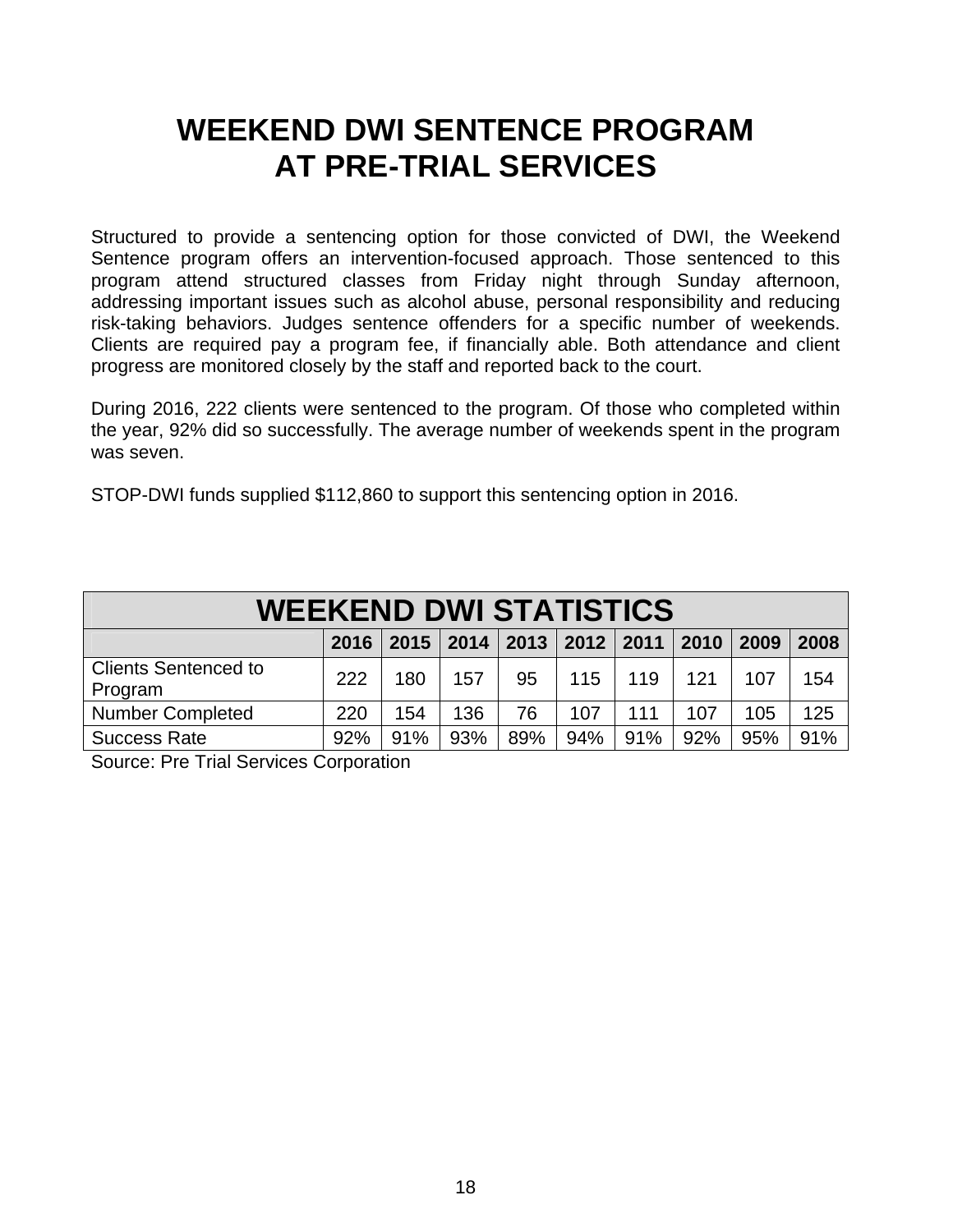# WEEKEND DWI SENTENCE PROGRAM AT PRE-TRIAL SERVICES

Structured to provide a sentencing option for those convicted of DWI, the Weekend Sentence program offers an intervention-focused approach. Those sentenced to this program attend structured classes from Friday night through Sunday afternoon, addressing important issues such as alcohol abuse, personal responsibility and reducing risk-taking behaviors. Judges sentence offenders for a specific number of weekends. Clients are required pay a program fee, if financially able. Both attendance and client progress are monitored closely by the staff and reported back to the court.

During 2016, 222 clients were sentenced to the program. Of those who completed within the year, 92% did so successfully. The average number of weekends spent in the program was seven.

STOP-DWI funds supplied $112,860 to support this sentencing option in 2016.

| WEEKEND DWI STATISTICS | | | | | | | | | |
|---|---|---|---|---|---|---|---|---|---|
| | 2016 | 2015 | 2014 | 2013 | 2012 | 2011 | 2010 | 2009 | 2008 |
| Clients Sentenced to Program | 222 | 180 | 157 | 95 | 115 | 119 | 121 | 107 | 154 |
| Number Completed | 220 | 154 | 136 | 76 | 107 | 111 | 107 | 105 | 125 |
| Success Rate | 92% | 91% | 93% | 89% | 94% | 91% | 92% | 95% | 91% |

Source: Pre Trial Services Corporation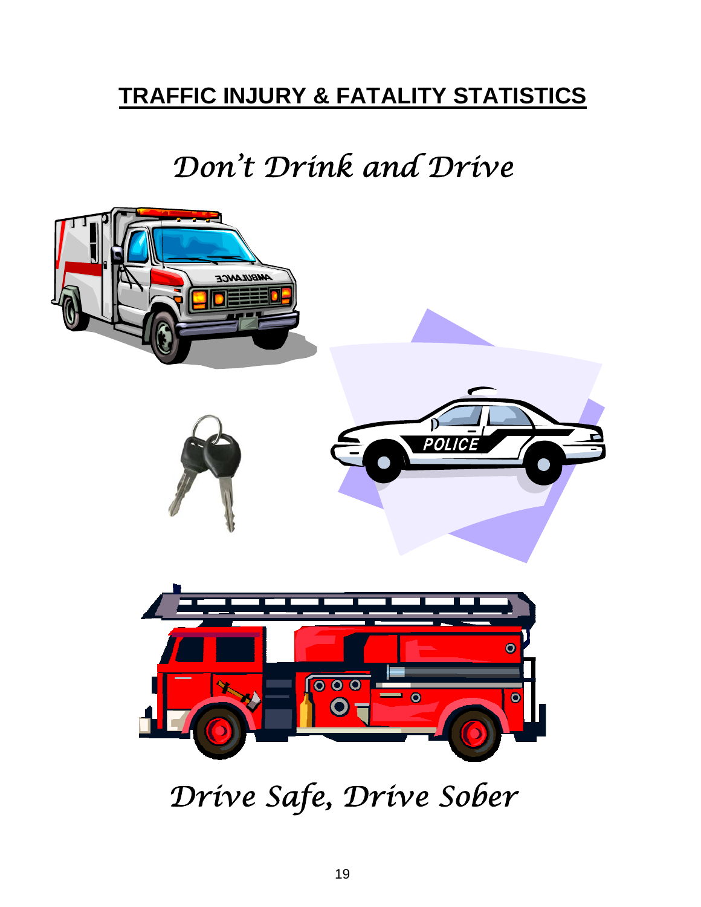## TRAFFIC INJURY & FATALITY STATISTICS

*Don't Drink and Drive*

*Drive Safe, Drive Sober*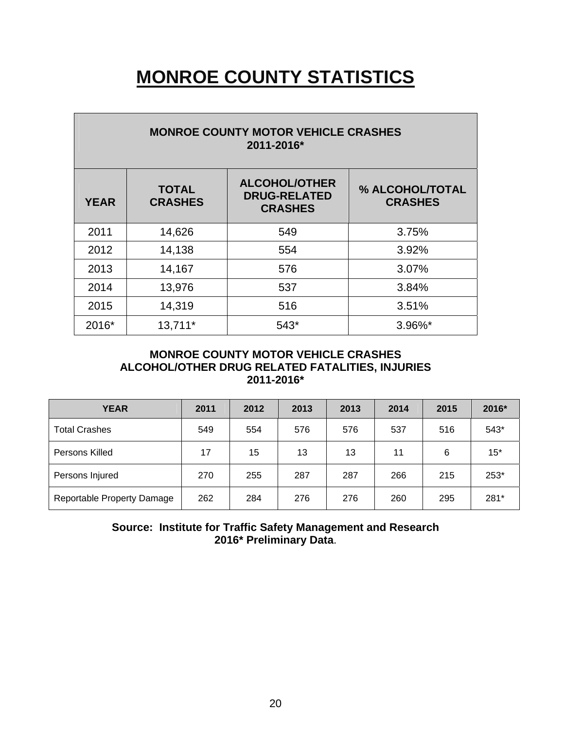# MONROE COUNTY STATISTICS

| MONROE COUNTY MOTOR VEHICLE CRASHES 2011-2016* | | | |
|---|---|---|---|
| **YEAR** | **TOTAL CRASHES** | **ALCOHOL/OTHER DRUG-RELATED CRASHES** | **% ALCOHOL/TOTAL CRASHES** |
| 2011 | 14,626 | 549 | 3.75% |
| 2012 | 14,138 | 554 | 3.92% |
| 2013 | 14,167 | 576 | 3.07% |
| 2014 | 13,976 | 537 | 3.84% |
| 2015 | 14,319 | 516 | 3.51% |
| 2016* | 13,711* | 543* | 3.96%* |

**MONROE COUNTY MOTOR VEHICLE CRASHES**
**ALCOHOL/OTHER DRUG RELATED FATALITIES, INJURIES**
**2011-2016***

| YEAR | 2011 | 2012 | 2013 | 2013 | 2014 | 2015 | 2016* |
|---|---|---|---|---|---|---|---|
| Total Crashes | 549 | 554 | 576 | 576 | 537 | 516 | 543* |
| Persons Killed | 17 | 15 | 13 | 13 | 11 | 6 | 15* |
| Persons Injured | 270 | 255 | 287 | 287 | 266 | 215 | 253* |
| Reportable Property Damage | 262 | 284 | 276 | 276 | 260 | 295 | 281* |

**Source: Institute for Traffic Safety Management and Research**
**2016* Preliminary Data**.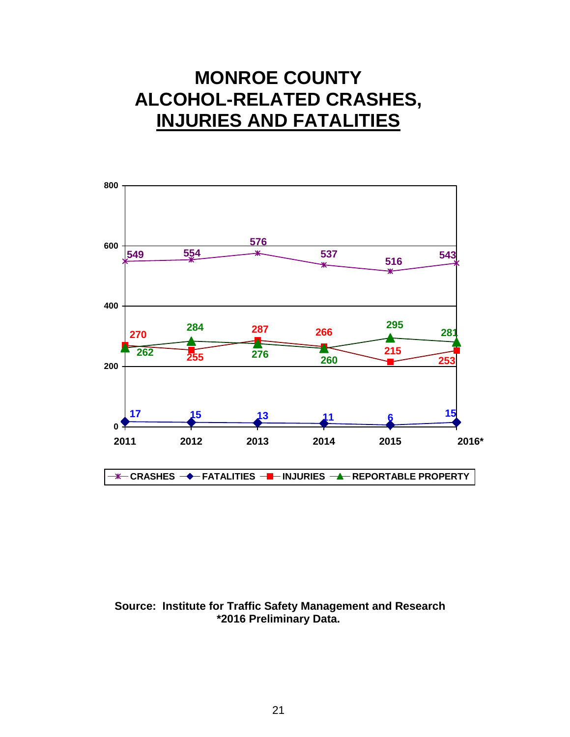# MONROE COUNTY ALCOHOL-RELATED CRASHES, INJURIES AND FATALITIES

| Year | CRASHES | FATALITIES | INJURIES | REPORTABLE PROPERTY |
|---|---|---|---|---|
| 2011 | 549 | 17 | 270 | 262 |
| 2012 | 554 | 15 | 255 | 284 |
| 2013 | 576 | 13 | 287 | 276 |
| 2014 | 537 | 11 | 266 | 260 |
| 2015 | 516 | 6 | 215 | 295 |
| 2016* | 543 | 15 | 253 | 281 |

**Source: Institute for Traffic Safety Management and Research**
**\*2016 Preliminary Data.**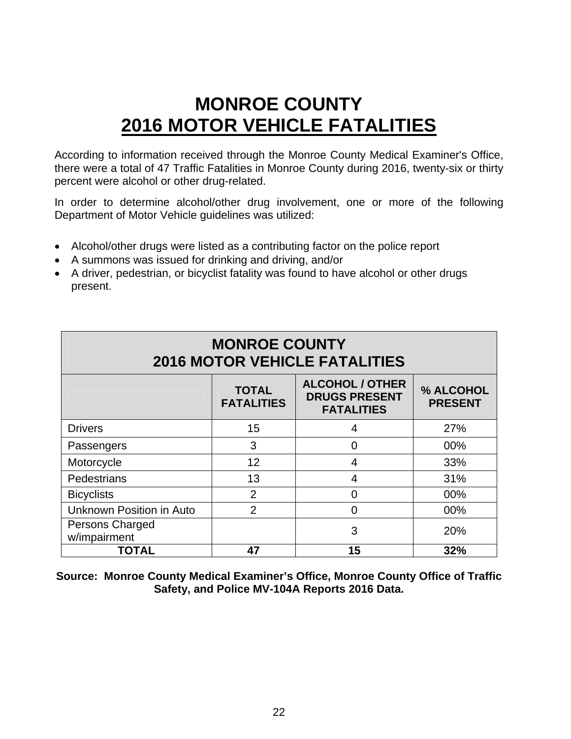# MONROE COUNTY
# <u>2016 MOTOR VEHICLE FATALITIES</u>

According to information received through the Monroe County Medical Examiner's Office, there were a total of 47 Traffic Fatalities in Monroe County during 2016, twenty-six or thirty percent were alcohol or other drug-related.

In order to determine alcohol/other drug involvement, one or more of the following Department of Motor Vehicle guidelines was utilized:

- Alcohol/other drugs were listed as a contributing factor on the police report
- A summons was issued for drinking and driving, and/or
- A driver, pedestrian, or bicyclist fatality was found to have alcohol or other drugs present.

| MONROE COUNTY 2016 MOTOR VEHICLE FATALITIES | | | |
|---|---|---|---|
| | **TOTAL FATALITIES** | **ALCOHOL / OTHER DRUGS PRESENT FATALITIES** | **% ALCOHOL PRESENT** |
| Drivers | 15 | 4 | 27% |
| Passengers | 3 | 0 | 00% |
| Motorcycle | 12 | 4 | 33% |
| Pedestrians | 13 | 4 | 31% |
| Bicyclists | 2 | 0 | 00% |
| Unknown Position in Auto | 2 | 0 | 00% |
| Persons Charged w/impairment | | 3 | 20% |
| **TOTAL** | **47** | **15** | **32%** |

**Source: Monroe County Medical Examiner's Office, Monroe County Office of Traffic Safety, and Police MV-104A Reports 2016 Data.**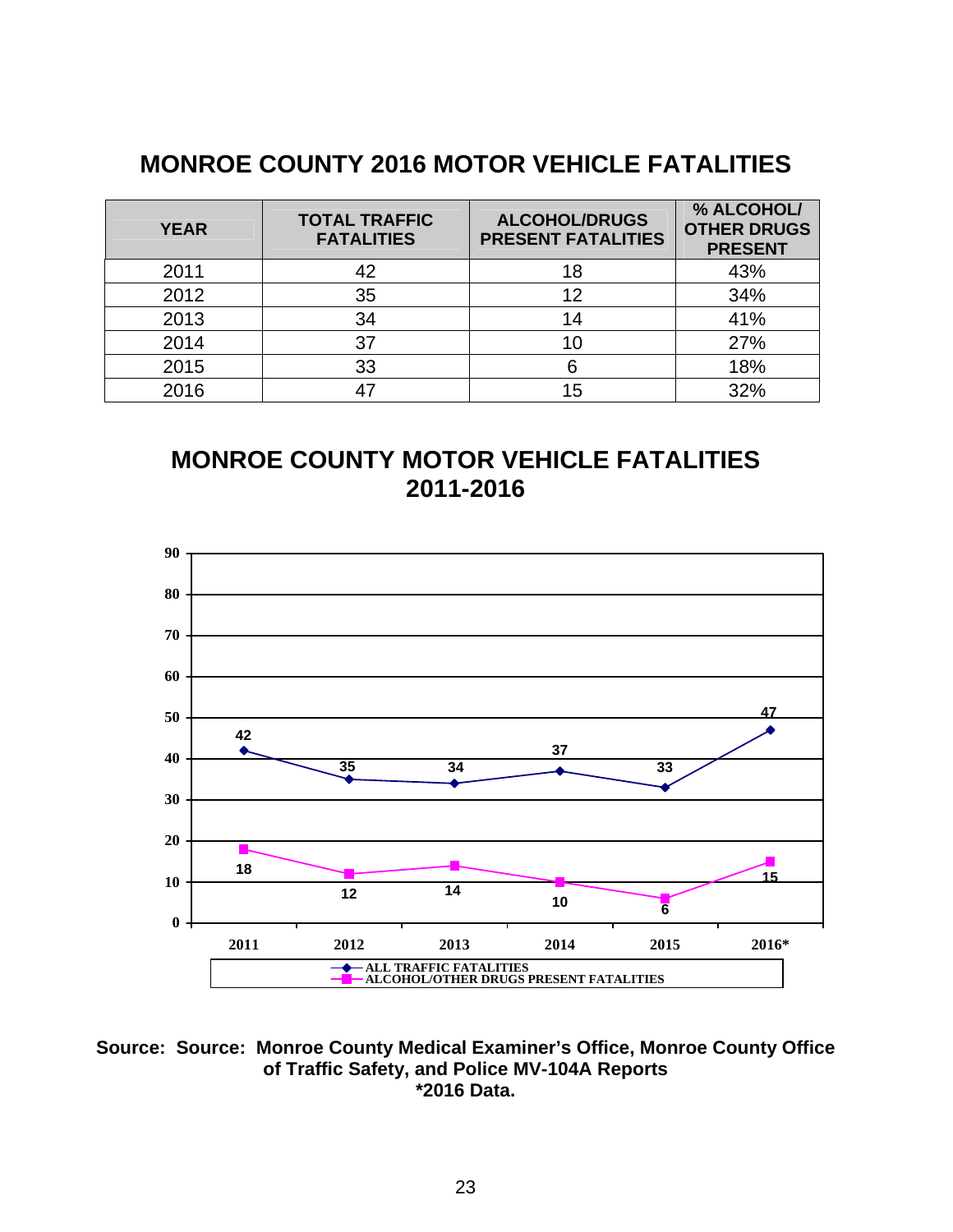# MONROE COUNTY 2016 MOTOR VEHICLE FATALITIES

| YEAR | TOTAL TRAFFIC FATALITIES | ALCOHOL/DRUGS PRESENT FATALITIES | % ALCOHOL/ OTHER DRUGS PRESENT |
|---|---|---|---|
| 2011 | 42 | 18 | 43% |
| 2012 | 35 | 12 | 34% |
| 2013 | 34 | 14 | 41% |
| 2014 | 37 | 10 | 27% |
| 2015 | 33 | 6 | 18% |
| 2016 | 47 | 15 | 32% |

# MONROE COUNTY MOTOR VEHICLE FATALITIES 2011-2016

| Year | ALL TRAFFIC FATALITIES | ALCOHOL/OTHER DRUGS PRESENT FATALITIES |
|---|---|---|
| 2011 | 42 | 18 |
| 2012 | 35 | 12 |
| 2013 | 34 | 14 |
| 2014 | 37 | 10 |
| 2015 | 33 | 6 |
| 2016* | 47 | 15 |

**Source: Source: Monroe County Medical Examiner's Office, Monroe County Office of Traffic Safety, and Police MV-104A Reports**
**\*2016 Data.**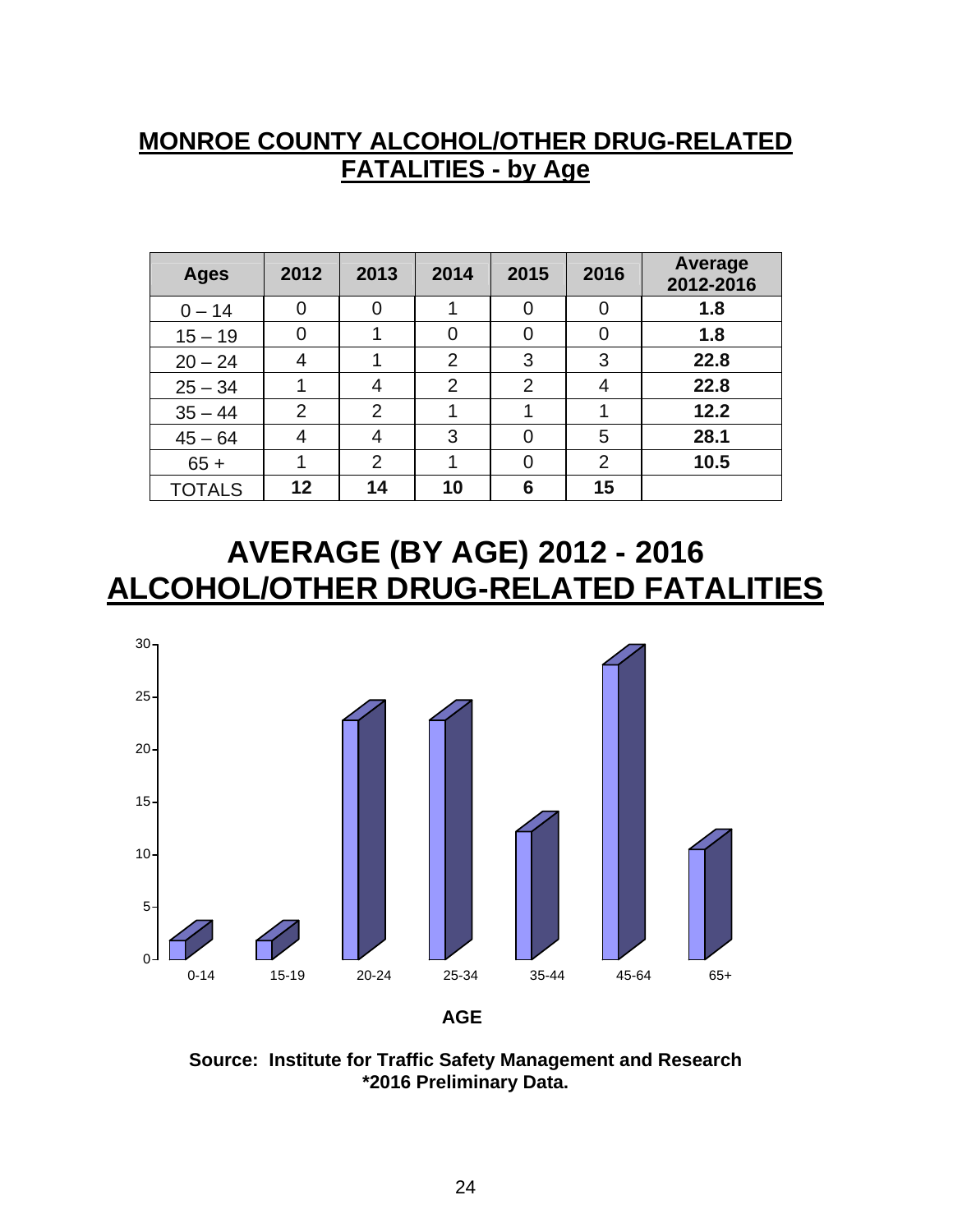## MONROE COUNTY ALCOHOL/OTHER DRUG-RELATED FATALITIES - by Age

| Ages | 2012 | 2013 | 2014 | 2015 | 2016 | Average 2012-2016 |
|---|---|---|---|---|---|---|
| 0 – 14 | 0 | 0 | 1 | 0 | 0 | **1.8** |
| 15 – 19 | 0 | 1 | 0 | 0 | 0 | **1.8** |
| 20 – 24 | 4 | 1 | 2 | 3 | 3 | **22.8** |
| 25 – 34 | 1 | 4 | 2 | 2 | 4 | **22.8** |
| 35 – 44 | 2 | 2 | 1 | 1 | 1 | **12.2** |
| 45 – 64 | 4 | 4 | 3 | 0 | 5 | **28.1** |
| 65 + | 1 | 2 | 1 | 0 | 2 | **10.5** |
| TOTALS | **12** | **14** | **10** | **6** | **15** | |

## AVERAGE (BY AGE) 2012 - 2016 ALCOHOL/OTHER DRUG-RELATED FATALITIES

| AGE | Average |
|---|---|
| 0-14 | 1.8 |
| 15-19 | 1.8 |
| 20-24 | 22.8 |
| 25-34 | 22.8 |
| 35-44 | 12.2 |
| 45-64 | 28.1 |
| 65+ | 10.5 |

**Source: Institute for Traffic Safety Management and Research**
**\*2016 Preliminary Data.**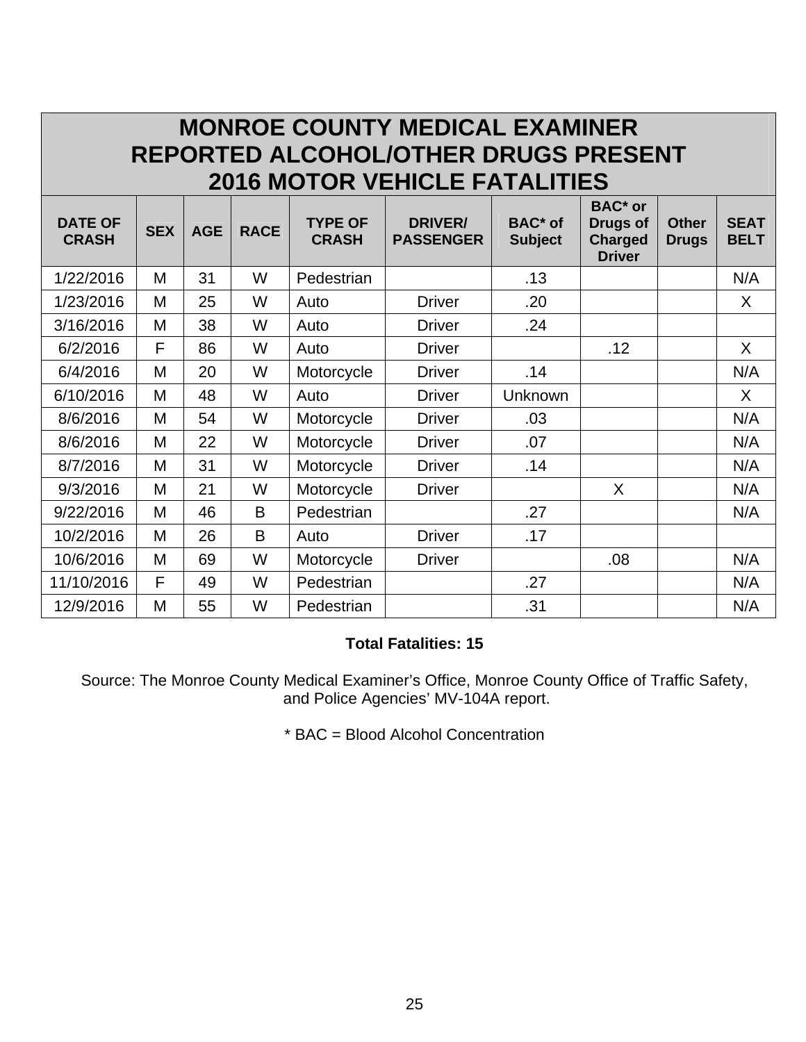# MONROE COUNTY MEDICAL EXAMINER
# REPORTED ALCOHOL/OTHER DRUGS PRESENT
# 2016 MOTOR VEHICLE FATALITIES

| DATE OF CRASH | SEX | AGE | RACE | TYPE OF CRASH | DRIVER/ PASSENGER | BAC* of Subject | BAC* or Drugs of Charged Driver | Other Drugs | SEAT BELT |
|---|---|---|---|---|---|---|---|---|---|
| 1/22/2016 | M | 31 | W | Pedestrian | | .13 | | | N/A |
| 1/23/2016 | M | 25 | W | Auto | Driver | .20 | | | X |
| 3/16/2016 | M | 38 | W | Auto | Driver | .24 | | | |
| 6/2/2016 | F | 86 | W | Auto | Driver | | .12 | | X |
| 6/4/2016 | M | 20 | W | Motorcycle | Driver | .14 | | | N/A |
| 6/10/2016 | M | 48 | W | Auto | Driver | Unknown | | | X |
| 8/6/2016 | M | 54 | W | Motorcycle | Driver | .03 | | | N/A |
| 8/6/2016 | M | 22 | W | Motorcycle | Driver | .07 | | | N/A |
| 8/7/2016 | M | 31 | W | Motorcycle | Driver | .14 | | | N/A |
| 9/3/2016 | M | 21 | W | Motorcycle | Driver | | X | | N/A |
| 9/22/2016 | M | 46 | B | Pedestrian | | .27 | | | N/A |
| 10/2/2016 | M | 26 | B | Auto | Driver | .17 | | | |
| 10/6/2016 | M | 69 | W | Motorcycle | Driver | | .08 | | N/A |
| 11/10/2016 | F | 49 | W | Pedestrian | | .27 | | | N/A |
| 12/9/2016 | M | 55 | W | Pedestrian | | .31 | | | N/A |

**Total Fatalities: 15**

Source: The Monroe County Medical Examiner's Office, Monroe County Office of Traffic Safety, and Police Agencies' MV-104A report.

* BAC = Blood Alcohol Concentration